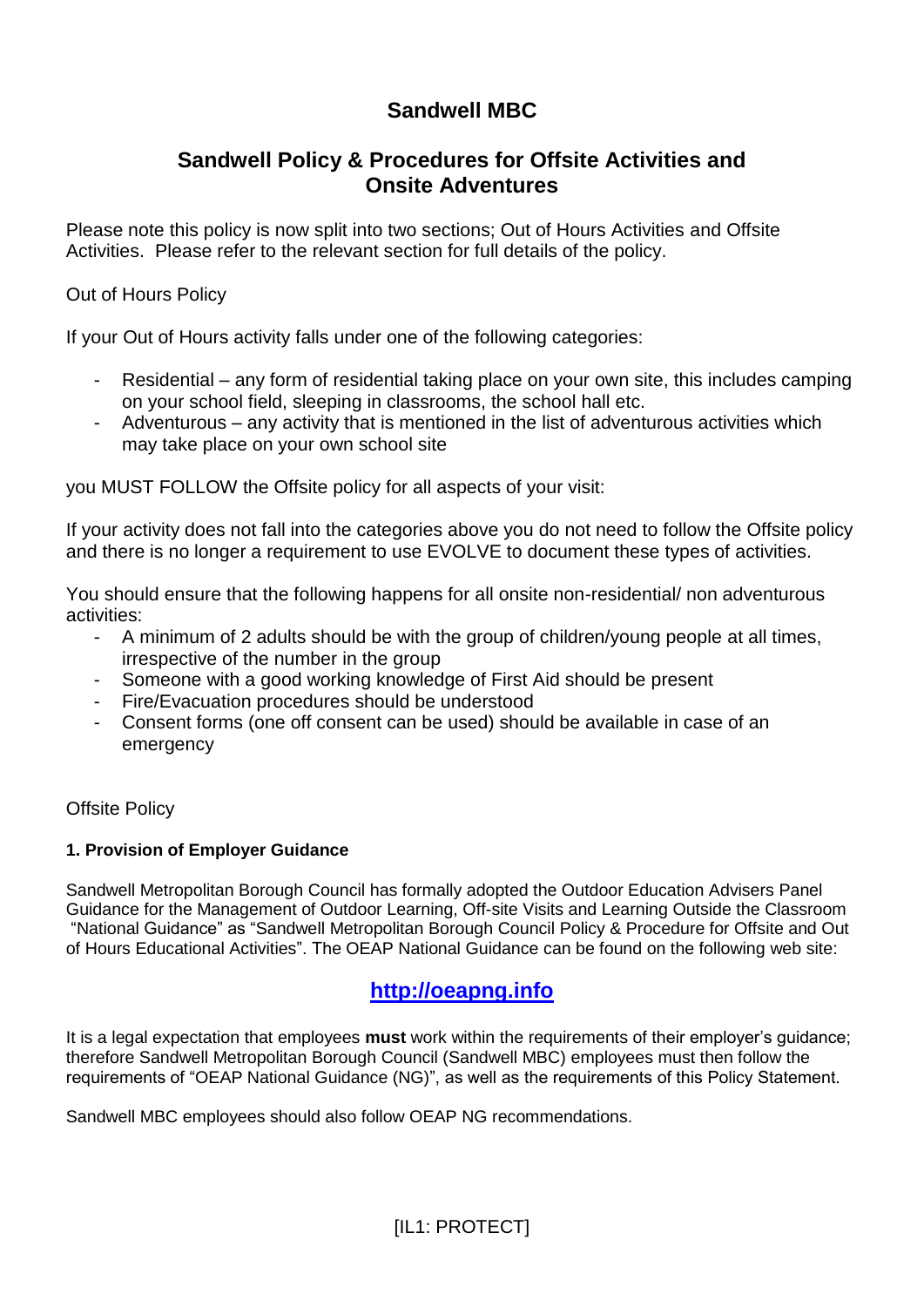# Sandwell MBC

## Sandwell Policy & Procedures for Offsite Activities and Onsite Adventures

Please note this policy is now split into two sections; Out of Hours Activities and Offsite Activities. Please refer to the relevant section for full details of the policy.

Out of Hours Policy

If your Out of Hours activity falls under one of the following categories:

- Residential – any form of residential taking place on your own site, this includes camping on your school field, sleeping in classrooms, the school hall etc.
- Adventurous – any activity that is mentioned in the list of adventurous activities which may take place on your own school site

you MUST FOLLOW the Offsite policy for all aspects of your visit:

If your activity does not fall into the categories above you do not need to follow the Offsite policy and there is no longer a requirement to use EVOLVE to document these types of activities.

You should ensure that the following happens for all onsite non-residential/ non adventurous activities:

- A minimum of 2 adults should be with the group of children/young people at all times, irrespective of the number in the group
- Someone with a good working knowledge of First Aid should be present
- Fire/Evacuation procedures should be understood
- Consent forms (one off consent can be used) should be available in case of an emergency

Offsite Policy

### 1. Provision of Employer Guidance

Sandwell Metropolitan Borough Council has formally adopted the Outdoor Education Advisers Panel Guidance for the Management of Outdoor Learning, Off-site Visits and Learning Outside the Classroom "National Guidance" as "Sandwell Metropolitan Borough Council Policy & Procedure for Offsite and Out of Hours Educational Activities". The OEAP National Guidance can be found on the following web site:

**[http://oeapng.info](http://oeapng.info)**

It is a legal expectation that employees **must** work within the requirements of their employer's guidance; therefore Sandwell Metropolitan Borough Council (Sandwell MBC) employees must then follow the requirements of "OEAP National Guidance (NG)", as well as the requirements of this Policy Statement.

Sandwell MBC employees should also follow OEAP NG recommendations.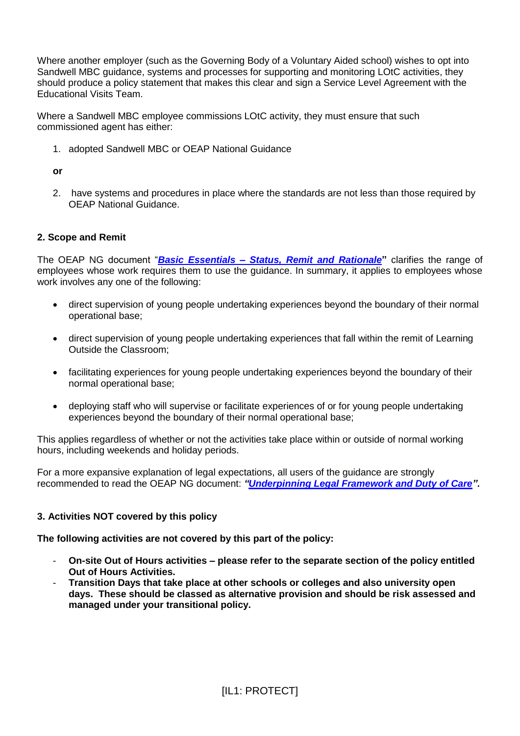Where another employer (such as the Governing Body of a Voluntary Aided school) wishes to opt into Sandwell MBC guidance, systems and processes for supporting and monitoring LOtC activities, they should produce a policy statement that makes this clear and sign a Service Level Agreement with the Educational Visits Team.

Where a Sandwell MBC employee commissions LOtC activity, they must ensure that such commissioned agent has either:

1. adopted Sandwell MBC or OEAP National Guidance

**or**

2. have systems and procedures in place where the standards are not less than those required by OEAP National Guidance.

## 2. Scope and Remit

The OEAP NG document "***Basic Essentials – Status, Remit and Rationale***" clarifies the range of employees whose work requires them to use the guidance. In summary, it applies to employees whose work involves any one of the following:

- direct supervision of young people undertaking experiences beyond the boundary of their normal operational base;
- direct supervision of young people undertaking experiences that fall within the remit of Learning Outside the Classroom;
- facilitating experiences for young people undertaking experiences beyond the boundary of their normal operational base;
- deploying staff who will supervise or facilitate experiences of or for young people undertaking experiences beyond the boundary of their normal operational base;

This applies regardless of whether or not the activities take place within or outside of normal working hours, including weekends and holiday periods.

For a more expansive explanation of legal expectations, all users of the guidance are strongly recommended to read the OEAP NG document: ***"Underpinning Legal Framework and Duty of Care".***

## 3. Activities NOT covered by this policy

**The following activities are not covered by this part of the policy:**

- **On-site Out of Hours activities – please refer to the separate section of the policy entitled Out of Hours Activities.**
- **Transition Days that take place at other schools or colleges and also university open days. These should be classed as alternative provision and should be risk assessed and managed under your transitional policy.**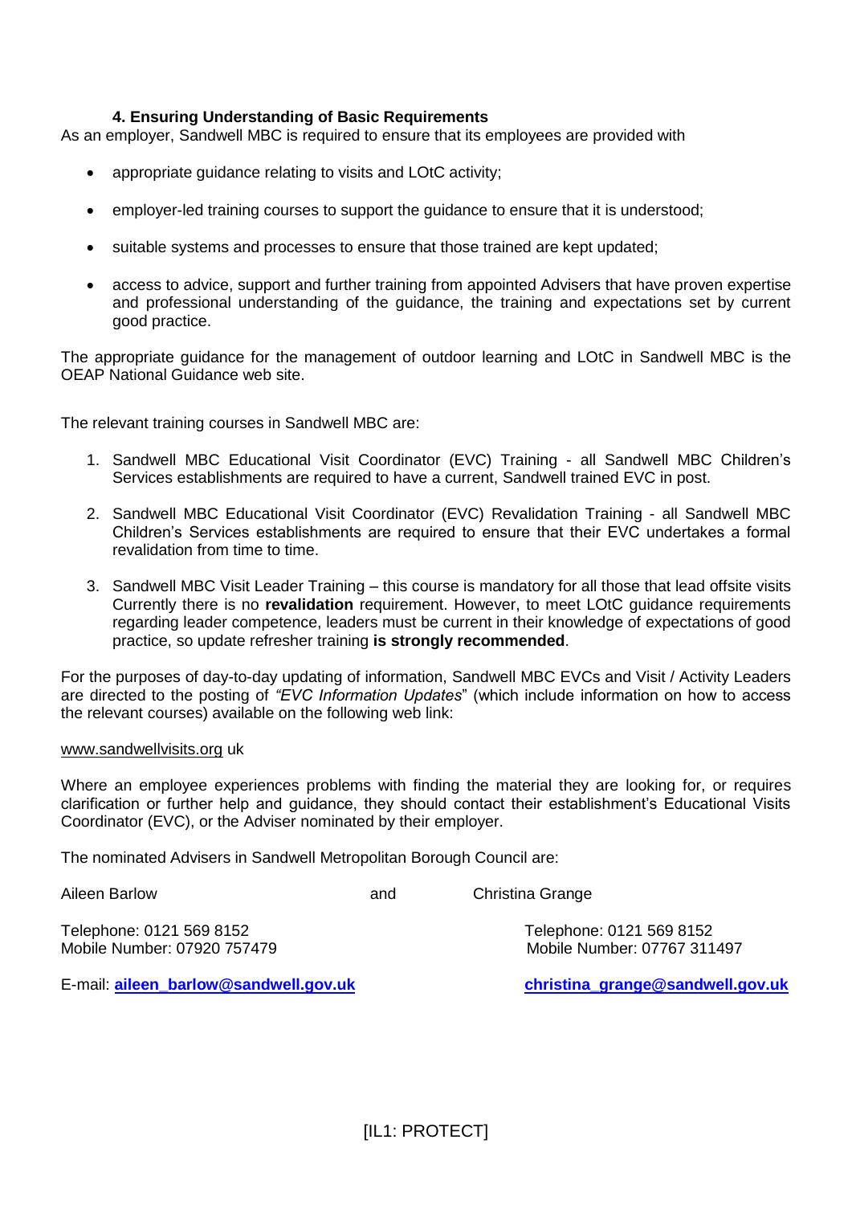### 4. Ensuring Understanding of Basic Requirements

As an employer, Sandwell MBC is required to ensure that its employees are provided with

- appropriate guidance relating to visits and LOtC activity;
- employer-led training courses to support the guidance to ensure that it is understood;
- suitable systems and processes to ensure that those trained are kept updated;
- access to advice, support and further training from appointed Advisers that have proven expertise and professional understanding of the guidance, the training and expectations set by current good practice.

The appropriate guidance for the management of outdoor learning and LOtC in Sandwell MBC is the OEAP National Guidance web site.

The relevant training courses in Sandwell MBC are:

1. Sandwell MBC Educational Visit Coordinator (EVC) Training - all Sandwell MBC Children's Services establishments are required to have a current, Sandwell trained EVC in post.
2. Sandwell MBC Educational Visit Coordinator (EVC) Revalidation Training - all Sandwell MBC Children's Services establishments are required to ensure that their EVC undertakes a formal revalidation from time to time.
3. Sandwell MBC Visit Leader Training – this course is mandatory for all those that lead offsite visits Currently there is no **revalidation** requirement. However, to meet LOtC guidance requirements regarding leader competence, leaders must be current in their knowledge of expectations of good practice, so update refresher training **is strongly recommended**.

For the purposes of day-to-day updating of information, Sandwell MBC EVCs and Visit / Activity Leaders are directed to the posting of *"EVC Information Updates*" (which include information on how to access the relevant courses) available on the following web link:

www.sandwellvisits.org uk

Where an employee experiences problems with finding the material they are looking for, or requires clarification or further help and guidance, they should contact their establishment's Educational Visits Coordinator (EVC), or the Adviser nominated by their employer.

The nominated Advisers in Sandwell Metropolitan Borough Council are:

Aileen Barlow and Christina Grange

Aileen Barlow
Telephone: 0121 569 8152
Mobile Number: 07920 757479
E-mail: **aileen_barlow@sandwell.gov.uk**

Christina Grange
Telephone: 0121 569 8152
Mobile Number: 07767 311497
**christina_grange@sandwell.gov.uk**

[IL1: PROTECT]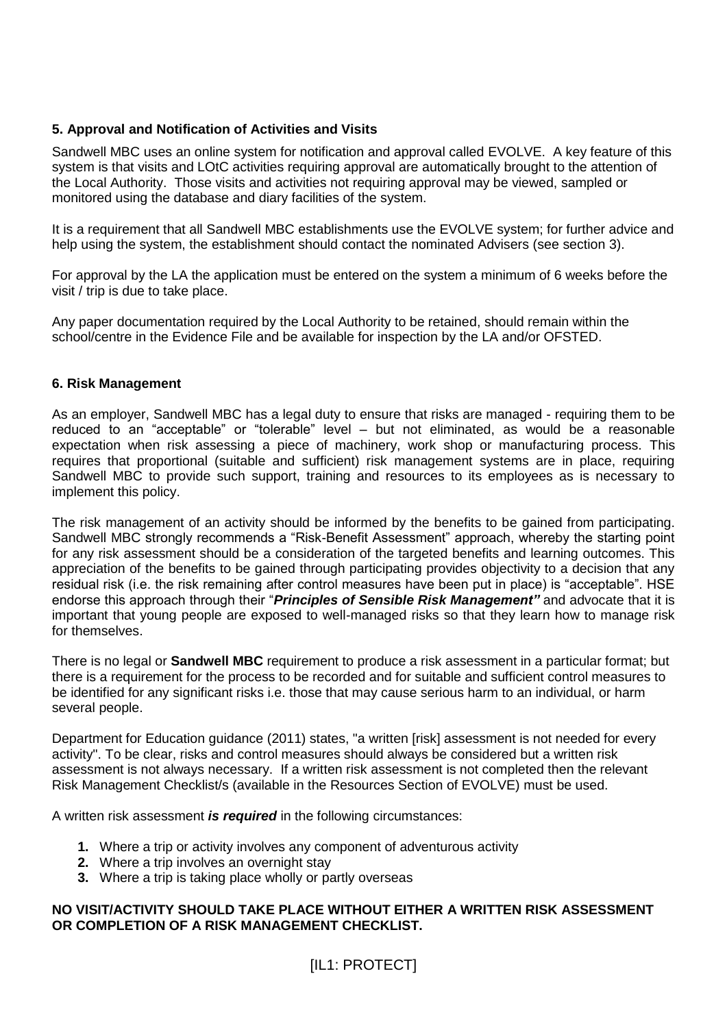### 5. Approval and Notification of Activities and Visits

Sandwell MBC uses an online system for notification and approval called EVOLVE. A key feature of this system is that visits and LOtC activities requiring approval are automatically brought to the attention of the Local Authority. Those visits and activities not requiring approval may be viewed, sampled or monitored using the database and diary facilities of the system.

It is a requirement that all Sandwell MBC establishments use the EVOLVE system; for further advice and help using the system, the establishment should contact the nominated Advisers (see section 3).

For approval by the LA the application must be entered on the system a minimum of 6 weeks before the visit / trip is due to take place.

Any paper documentation required by the Local Authority to be retained, should remain within the school/centre in the Evidence File and be available for inspection by the LA and/or OFSTED.

### 6. Risk Management

As an employer, Sandwell MBC has a legal duty to ensure that risks are managed - requiring them to be reduced to an "acceptable" or "tolerable" level – but not eliminated, as would be a reasonable expectation when risk assessing a piece of machinery, work shop or manufacturing process. This requires that proportional (suitable and sufficient) risk management systems are in place, requiring Sandwell MBC to provide such support, training and resources to its employees as is necessary to implement this policy.

The risk management of an activity should be informed by the benefits to be gained from participating. Sandwell MBC strongly recommends a "Risk-Benefit Assessment" approach, whereby the starting point for any risk assessment should be a consideration of the targeted benefits and learning outcomes. This appreciation of the benefits to be gained through participating provides objectivity to a decision that any residual risk (i.e. the risk remaining after control measures have been put in place) is "acceptable". HSE endorse this approach through their "***Principles of Sensible Risk Management"*** and advocate that it is important that young people are exposed to well-managed risks so that they learn how to manage risk for themselves.

There is no legal or **Sandwell MBC** requirement to produce a risk assessment in a particular format; but there is a requirement for the process to be recorded and for suitable and sufficient control measures to be identified for any significant risks i.e. those that may cause serious harm to an individual, or harm several people.

Department for Education guidance (2011) states, "a written [risk] assessment is not needed for every activity". To be clear, risks and control measures should always be considered but a written risk assessment is not always necessary. If a written risk assessment is not completed then the relevant Risk Management Checklist/s (available in the Resources Section of EVOLVE) must be used.

A written risk assessment ***is required*** in the following circumstances:

1. Where a trip or activity involves any component of adventurous activity
2. Where a trip involves an overnight stay
3. Where a trip is taking place wholly or partly overseas

**NO VISIT/ACTIVITY SHOULD TAKE PLACE WITHOUT EITHER A WRITTEN RISK ASSESSMENT OR COMPLETION OF A RISK MANAGEMENT CHECKLIST.**

[IL1: PROTECT]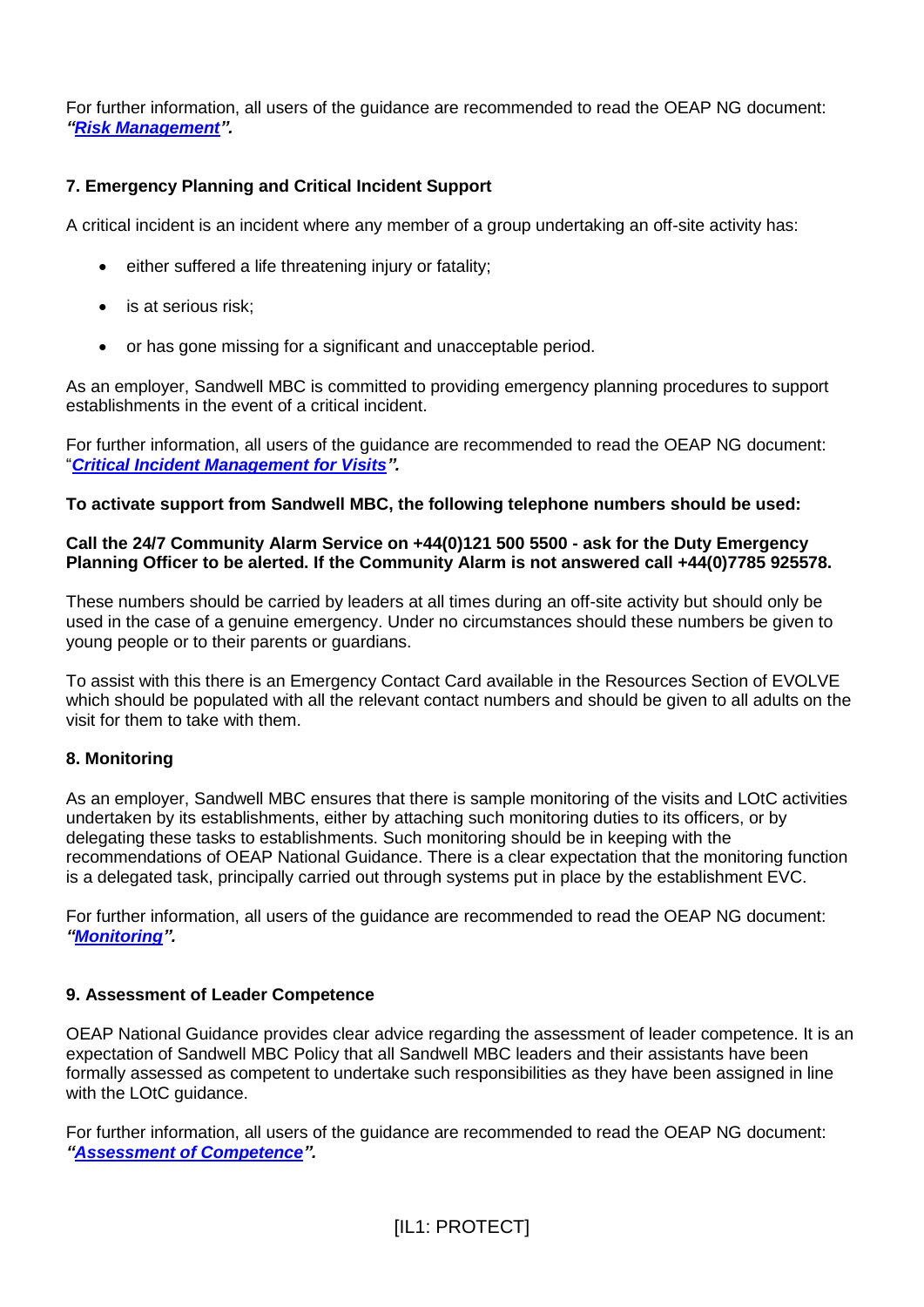For further information, all users of the guidance are recommended to read the OEAP NG document: ***"Risk Management".***

## 7. Emergency Planning and Critical Incident Support

A critical incident is an incident where any member of a group undertaking an off-site activity has:

- either suffered a life threatening injury or fatality;
- is at serious risk;
- or has gone missing for a significant and unacceptable period.

As an employer, Sandwell MBC is committed to providing emergency planning procedures to support establishments in the event of a critical incident.

For further information, all users of the guidance are recommended to read the OEAP NG document: "***Critical Incident Management for Visits".***

**To activate support from Sandwell MBC, the following telephone numbers should be used:**

**Call the 24/7 Community Alarm Service on +44(0)121 500 5500 - ask for the Duty Emergency Planning Officer to be alerted. If the Community Alarm is not answered call +44(0)7785 925578.**

These numbers should be carried by leaders at all times during an off-site activity but should only be used in the case of a genuine emergency. Under no circumstances should these numbers be given to young people or to their parents or guardians.

To assist with this there is an Emergency Contact Card available in the Resources Section of EVOLVE which should be populated with all the relevant contact numbers and should be given to all adults on the visit for them to take with them.

## 8. Monitoring

As an employer, Sandwell MBC ensures that there is sample monitoring of the visits and LOtC activities undertaken by its establishments, either by attaching such monitoring duties to its officers, or by delegating these tasks to establishments. Such monitoring should be in keeping with the recommendations of OEAP National Guidance. There is a clear expectation that the monitoring function is a delegated task, principally carried out through systems put in place by the establishment EVC.

For further information, all users of the guidance are recommended to read the OEAP NG document: ***"Monitoring".***

## 9. Assessment of Leader Competence

OEAP National Guidance provides clear advice regarding the assessment of leader competence. It is an expectation of Sandwell MBC Policy that all Sandwell MBC leaders and their assistants have been formally assessed as competent to undertake such responsibilities as they have been assigned in line with the LOtC guidance.

For further information, all users of the guidance are recommended to read the OEAP NG document: ***"Assessment of Competence".***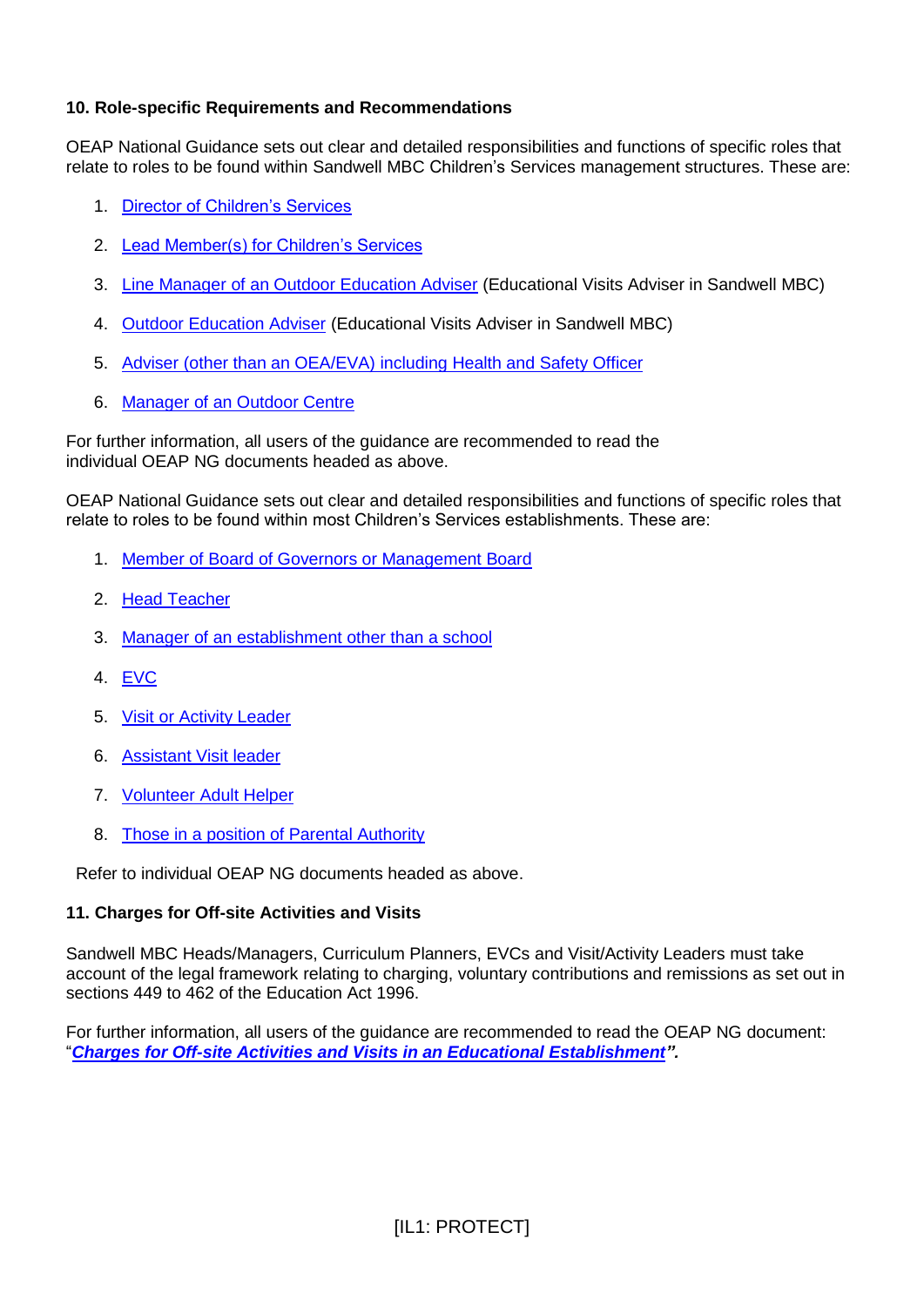## 10. Role-specific Requirements and Recommendations

OEAP National Guidance sets out clear and detailed responsibilities and functions of specific roles that relate to roles to be found within Sandwell MBC Children's Services management structures. These are:

1. Director of Children's Services
2. Lead Member(s) for Children's Services
3. Line Manager of an Outdoor Education Adviser (Educational Visits Adviser in Sandwell MBC)
4. Outdoor Education Adviser (Educational Visits Adviser in Sandwell MBC)
5. Adviser (other than an OEA/EVA) including Health and Safety Officer
6. Manager of an Outdoor Centre

For further information, all users of the guidance are recommended to read the individual OEAP NG documents headed as above.

OEAP National Guidance sets out clear and detailed responsibilities and functions of specific roles that relate to roles to be found within most Children's Services establishments. These are:

1. Member of Board of Governors or Management Board
2. Head Teacher
3. Manager of an establishment other than a school
4. EVC
5. Visit or Activity Leader
6. Assistant Visit leader
7. Volunteer Adult Helper
8. Those in a position of Parental Authority

Refer to individual OEAP NG documents headed as above.

## 11. Charges for Off-site Activities and Visits

Sandwell MBC Heads/Managers, Curriculum Planners, EVCs and Visit/Activity Leaders must take account of the legal framework relating to charging, voluntary contributions and remissions as set out in sections 449 to 462 of the Education Act 1996.

For further information, all users of the guidance are recommended to read the OEAP NG document: "***Charges for Off-site Activities and Visits in an Educational Establishment***".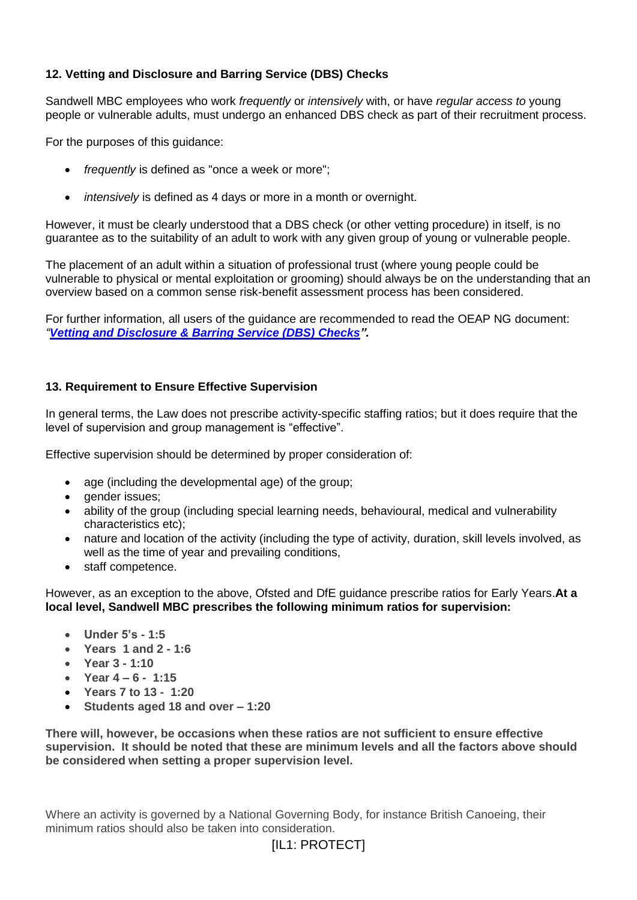## 12. Vetting and Disclosure and Barring Service (DBS) Checks

Sandwell MBC employees who work *frequently* or *intensively* with, or have *regular access to* young people or vulnerable adults, must undergo an enhanced DBS check as part of their recruitment process.

For the purposes of this guidance:

- *frequently* is defined as "once a week or more";
- *intensively* is defined as 4 days or more in a month or overnight.

However, it must be clearly understood that a DBS check (or other vetting procedure) in itself, is no guarantee as to the suitability of an adult to work with any given group of young or vulnerable people.

The placement of an adult within a situation of professional trust (where young people could be vulnerable to physical or mental exploitation or grooming) should always be on the understanding that an overview based on a common sense risk-benefit assessment process has been considered.

For further information, all users of the guidance are recommended to read the OEAP NG document: ***"Vetting and Disclosure & Barring Service (DBS) Checks".***

## 13. Requirement to Ensure Effective Supervision

In general terms, the Law does not prescribe activity-specific staffing ratios; but it does require that the level of supervision and group management is "effective".

Effective supervision should be determined by proper consideration of:

- age (including the developmental age) of the group;
- gender issues;
- ability of the group (including special learning needs, behavioural, medical and vulnerability characteristics etc);
- nature and location of the activity (including the type of activity, duration, skill levels involved, as well as the time of year and prevailing conditions,
- staff competence.

However, as an exception to the above, Ofsted and DfE guidance prescribe ratios for Early Years. **At a local level, Sandwell MBC prescribes the following minimum ratios for supervision:**

- **Under 5's - 1:5**
- **Years 1 and 2 - 1:6**
- **Year 3 - 1:10**
- **Year 4 – 6 - 1:15**
- **Years 7 to 13 - 1:20**
- **Students aged 18 and over – 1:20**

**There will, however, be occasions when these ratios are not sufficient to ensure effective supervision. It should be noted that these are minimum levels and all the factors above should be considered when setting a proper supervision level.**

Where an activity is governed by a National Governing Body, for instance British Canoeing, their minimum ratios should also be taken into consideration.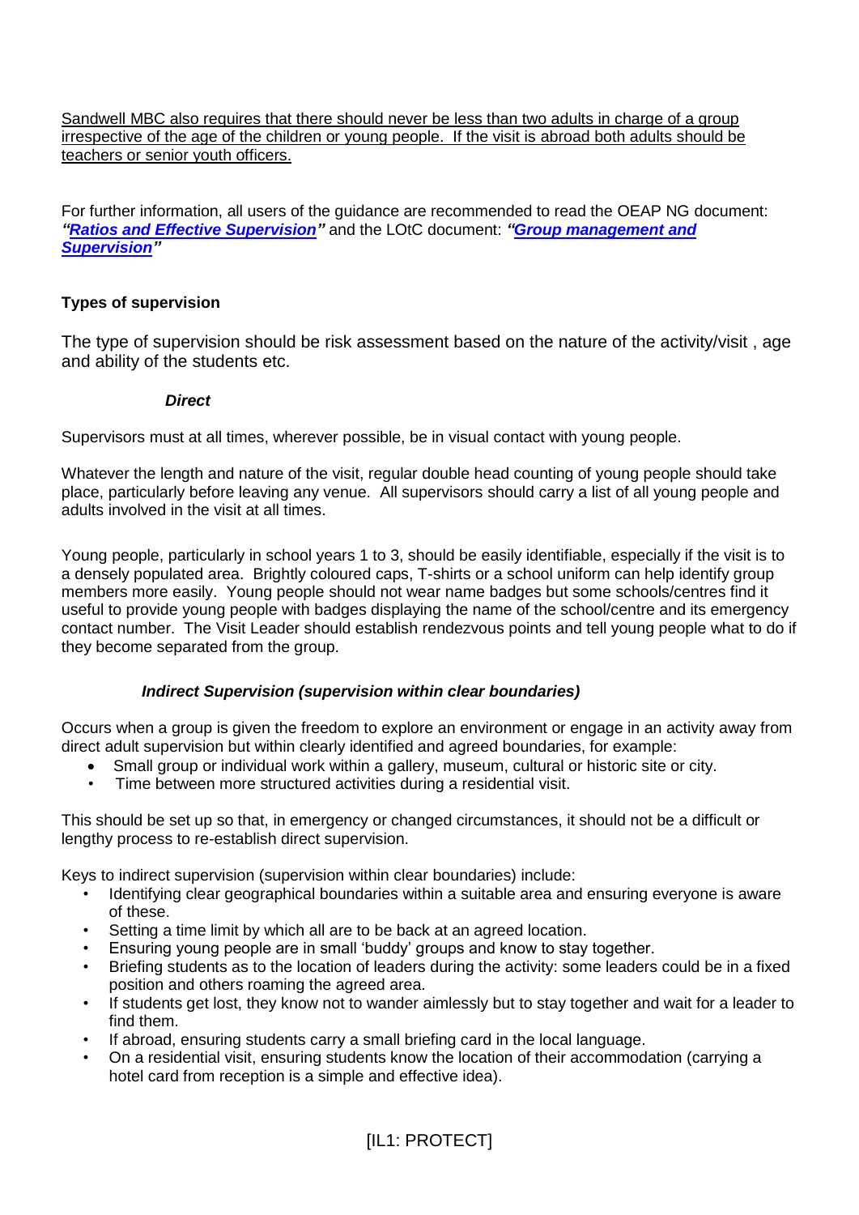Sandwell MBC also requires that there should never be less than two adults in charge of a group irrespective of the age of the children or young people. If the visit is abroad both adults should be teachers or senior youth officers.

For further information, all users of the guidance are recommended to read the OEAP NG document: ***"Ratios and Effective Supervision"*** and the LOtC document: ***"Group management and Supervision"***

### Types of supervision

The type of supervision should be risk assessment based on the nature of the activity/visit , age and ability of the students etc.

#### *Direct*

Supervisors must at all times, wherever possible, be in visual contact with young people.

Whatever the length and nature of the visit, regular double head counting of young people should take place, particularly before leaving any venue. All supervisors should carry a list of all young people and adults involved in the visit at all times.

Young people, particularly in school years 1 to 3, should be easily identifiable, especially if the visit is to a densely populated area. Brightly coloured caps, T-shirts or a school uniform can help identify group members more easily. Young people should not wear name badges but some schools/centres find it useful to provide young people with badges displaying the name of the school/centre and its emergency contact number. The Visit Leader should establish rendezvous points and tell young people what to do if they become separated from the group.

#### *Indirect Supervision (supervision within clear boundaries)*

Occurs when a group is given the freedom to explore an environment or engage in an activity away from direct adult supervision but within clearly identified and agreed boundaries, for example:

- Small group or individual work within a gallery, museum, cultural or historic site or city.
- Time between more structured activities during a residential visit.

This should be set up so that, in emergency or changed circumstances, it should not be a difficult or lengthy process to re-establish direct supervision.

Keys to indirect supervision (supervision within clear boundaries) include:

- Identifying clear geographical boundaries within a suitable area and ensuring everyone is aware of these.
- Setting a time limit by which all are to be back at an agreed location.
- Ensuring young people are in small 'buddy' groups and know to stay together.
- Briefing students as to the location of leaders during the activity: some leaders could be in a fixed position and others roaming the agreed area.
- If students get lost, they know not to wander aimlessly but to stay together and wait for a leader to find them.
- If abroad, ensuring students carry a small briefing card in the local language.
- On a residential visit, ensuring students know the location of their accommodation (carrying a hotel card from reception is a simple and effective idea).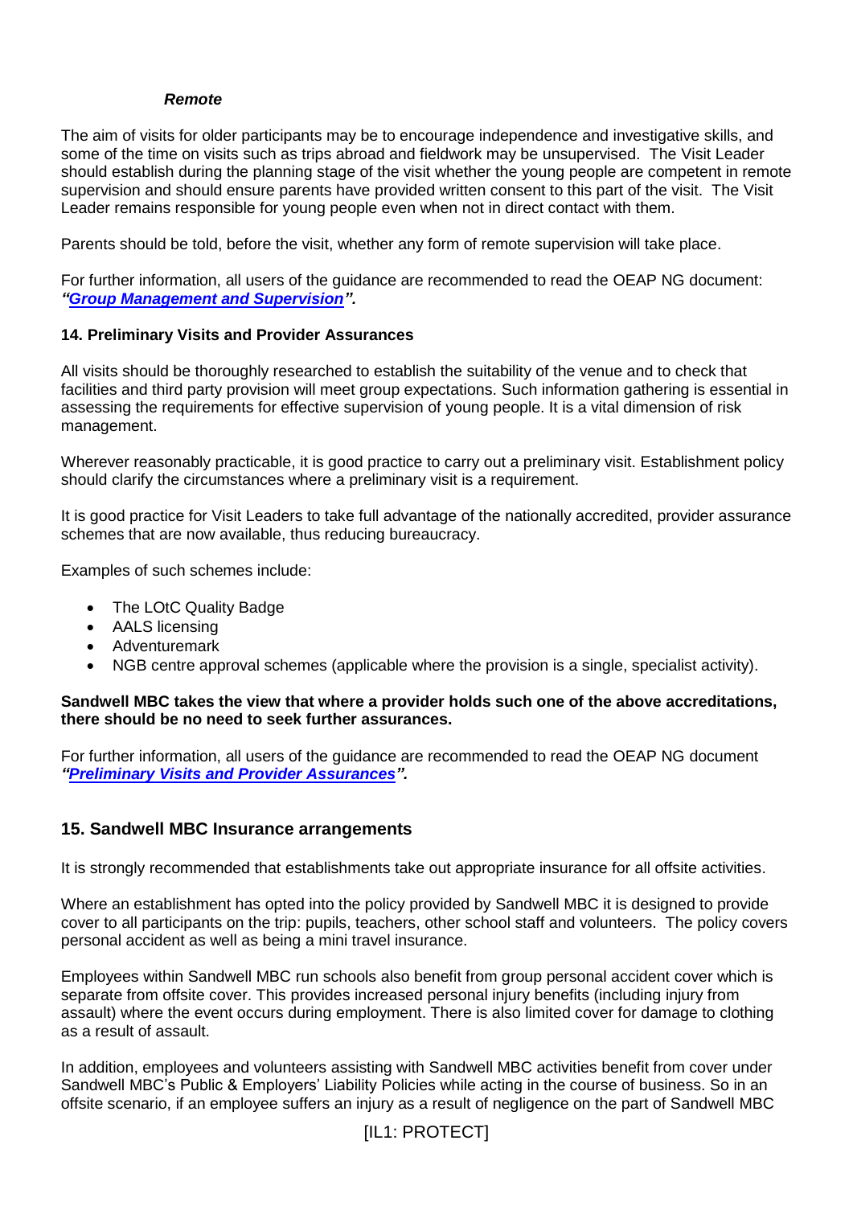***Remote***

The aim of visits for older participants may be to encourage independence and investigative skills, and some of the time on visits such as trips abroad and fieldwork may be unsupervised. The Visit Leader should establish during the planning stage of the visit whether the young people are competent in remote supervision and should ensure parents have provided written consent to this part of the visit. The Visit Leader remains responsible for young people even when not in direct contact with them.

Parents should be told, before the visit, whether any form of remote supervision will take place.

For further information, all users of the guidance are recommended to read the OEAP NG document: ***"Group Management and Supervision".***

**14. Preliminary Visits and Provider Assurances**

All visits should be thoroughly researched to establish the suitability of the venue and to check that facilities and third party provision will meet group expectations. Such information gathering is essential in assessing the requirements for effective supervision of young people. It is a vital dimension of risk management.

Wherever reasonably practicable, it is good practice to carry out a preliminary visit. Establishment policy should clarify the circumstances where a preliminary visit is a requirement.

It is good practice for Visit Leaders to take full advantage of the nationally accredited, provider assurance schemes that are now available, thus reducing bureaucracy.

Examples of such schemes include:

- The LOtC Quality Badge
- AALS licensing
- Adventuremark
- NGB centre approval schemes (applicable where the provision is a single, specialist activity).

**Sandwell MBC takes the view that where a provider holds such one of the above accreditations, there should be no need to seek further assurances.**

For further information, all users of the guidance are recommended to read the OEAP NG document ***"Preliminary Visits and Provider Assurances".***

## 15. Sandwell MBC Insurance arrangements

It is strongly recommended that establishments take out appropriate insurance for all offsite activities.

Where an establishment has opted into the policy provided by Sandwell MBC it is designed to provide cover to all participants on the trip: pupils, teachers, other school staff and volunteers. The policy covers personal accident as well as being a mini travel insurance.

Employees within Sandwell MBC run schools also benefit from group personal accident cover which is separate from offsite cover. This provides increased personal injury benefits (including injury from assault) where the event occurs during employment. There is also limited cover for damage to clothing as a result of assault.

In addition, employees and volunteers assisting with Sandwell MBC activities benefit from cover under Sandwell MBC's Public & Employers' Liability Policies while acting in the course of business. So in an offsite scenario, if an employee suffers an injury as a result of negligence on the part of Sandwell MBC

[IL1: PROTECT]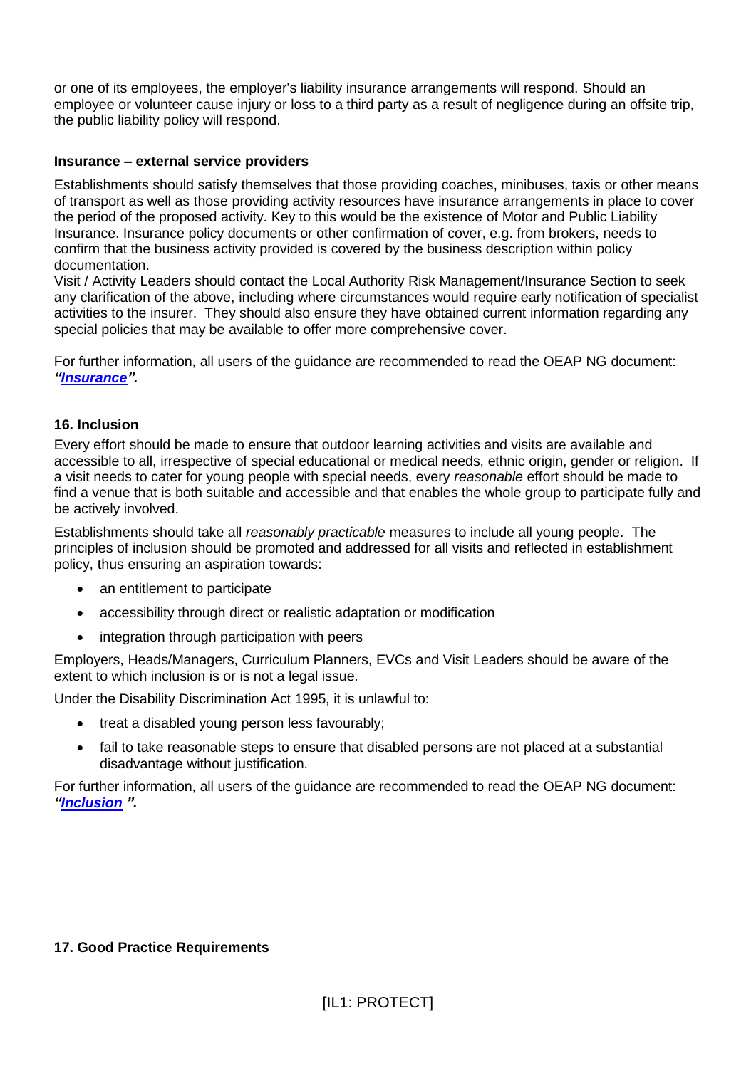or one of its employees, the employer's liability insurance arrangements will respond. Should an employee or volunteer cause injury or loss to a third party as a result of negligence during an offsite trip, the public liability policy will respond.

**Insurance – external service providers**

Establishments should satisfy themselves that those providing coaches, minibuses, taxis or other means of transport as well as those providing activity resources have insurance arrangements in place to cover the period of the proposed activity. Key to this would be the existence of Motor and Public Liability Insurance. Insurance policy documents or other confirmation of cover, e.g. from brokers, needs to confirm that the business activity provided is covered by the business description within policy documentation.

Visit / Activity Leaders should contact the Local Authority Risk Management/Insurance Section to seek any clarification of the above, including where circumstances would require early notification of specialist activities to the insurer. They should also ensure they have obtained current information regarding any special policies that may be available to offer more comprehensive cover.

For further information, all users of the guidance are recommended to read the OEAP NG document: ***"Insurance".***

### 16. Inclusion

Every effort should be made to ensure that outdoor learning activities and visits are available and accessible to all, irrespective of special educational or medical needs, ethnic origin, gender or religion. If a visit needs to cater for young people with special needs, every *reasonable* effort should be made to find a venue that is both suitable and accessible and that enables the whole group to participate fully and be actively involved.

Establishments should take all *reasonably practicable* measures to include all young people. The principles of inclusion should be promoted and addressed for all visits and reflected in establishment policy, thus ensuring an aspiration towards:

- an entitlement to participate
- accessibility through direct or realistic adaptation or modification
- integration through participation with peers

Employers, Heads/Managers, Curriculum Planners, EVCs and Visit Leaders should be aware of the extent to which inclusion is or is not a legal issue.

Under the Disability Discrimination Act 1995, it is unlawful to:

- treat a disabled young person less favourably;
- fail to take reasonable steps to ensure that disabled persons are not placed at a substantial disadvantage without justification.

For further information, all users of the guidance are recommended to read the OEAP NG document: ***"Inclusion ".***

### 17. Good Practice Requirements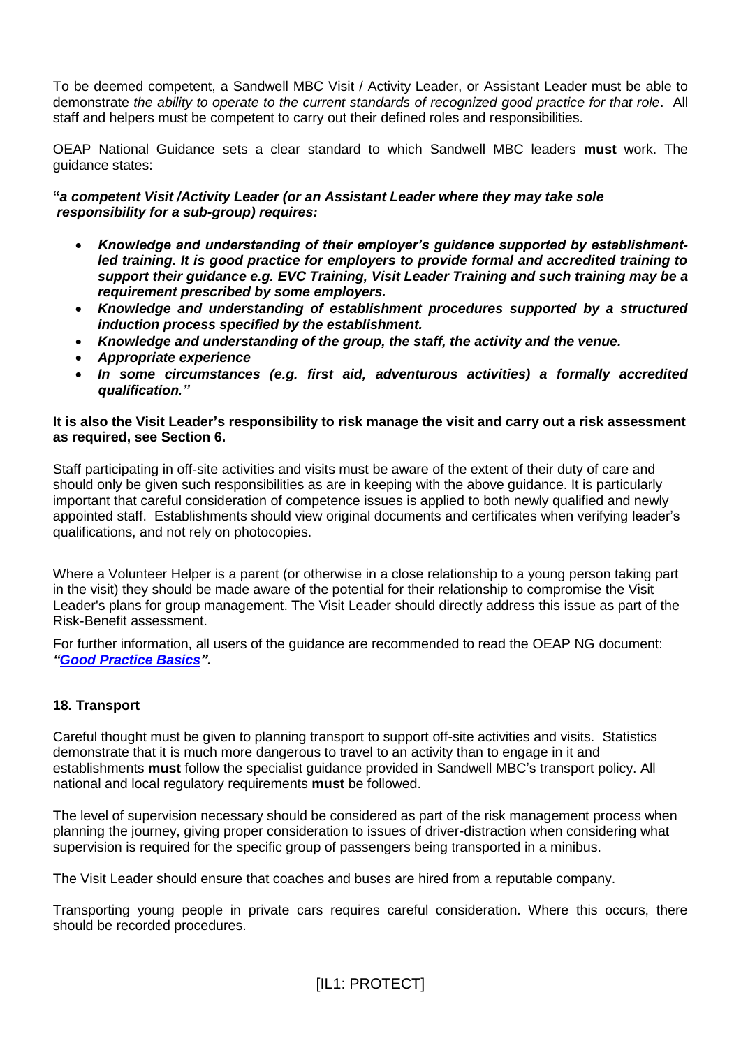To be deemed competent, a Sandwell MBC Visit / Activity Leader, or Assistant Leader must be able to demonstrate *the ability to operate to the current standards of recognized good practice for that role*. All staff and helpers must be competent to carry out their defined roles and responsibilities.

OEAP National Guidance sets a clear standard to which Sandwell MBC leaders **must** work. The guidance states:

**"*a competent Visit /Activity Leader (or an Assistant Leader where they may take sole responsibility for a sub-group) requires:***

- ***Knowledge and understanding of their employer's guidance supported by establishment-led training. It is good practice for employers to provide formal and accredited training to support their guidance e.g. EVC Training, Visit Leader Training and such training may be a requirement prescribed by some employers.***
- ***Knowledge and understanding of establishment procedures supported by a structured induction process specified by the establishment.***
- ***Knowledge and understanding of the group, the staff, the activity and the venue.***
- ***Appropriate experience***
- ***In some circumstances (e.g. first aid, adventurous activities) a formally accredited qualification."***

**It is also the Visit Leader's responsibility to risk manage the visit and carry out a risk assessment as required, see Section 6.**

Staff participating in off-site activities and visits must be aware of the extent of their duty of care and should only be given such responsibilities as are in keeping with the above guidance. It is particularly important that careful consideration of competence issues is applied to both newly qualified and newly appointed staff. Establishments should view original documents and certificates when verifying leader's qualifications, and not rely on photocopies.

Where a Volunteer Helper is a parent (or otherwise in a close relationship to a young person taking part in the visit) they should be made aware of the potential for their relationship to compromise the Visit Leader's plans for group management. The Visit Leader should directly address this issue as part of the Risk-Benefit assessment.

For further information, all users of the guidance are recommended to read the OEAP NG document: ***"Good Practice Basics".***

## 18. Transport

Careful thought must be given to planning transport to support off-site activities and visits. Statistics demonstrate that it is much more dangerous to travel to an activity than to engage in it and establishments **must** follow the specialist guidance provided in Sandwell MBC's transport policy. All national and local regulatory requirements **must** be followed.

The level of supervision necessary should be considered as part of the risk management process when planning the journey, giving proper consideration to issues of driver-distraction when considering what supervision is required for the specific group of passengers being transported in a minibus.

The Visit Leader should ensure that coaches and buses are hired from a reputable company.

Transporting young people in private cars requires careful consideration. Where this occurs, there should be recorded procedures.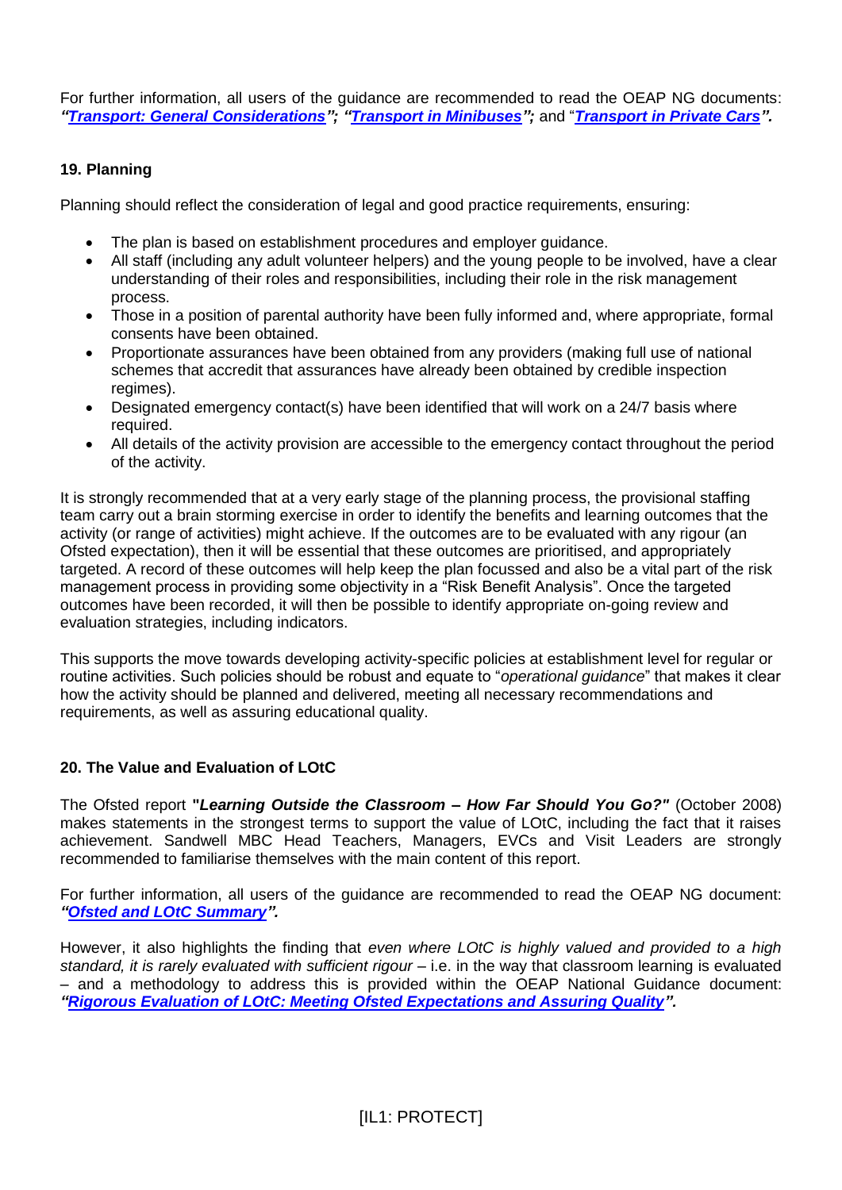For further information, all users of the guidance are recommended to read the OEAP NG documents: ***"Transport: General Considerations"; "Transport in Minibuses";*** and "***Transport in Private Cars".***

## 19. Planning

Planning should reflect the consideration of legal and good practice requirements, ensuring:

- The plan is based on establishment procedures and employer guidance.
- All staff (including any adult volunteer helpers) and the young people to be involved, have a clear understanding of their roles and responsibilities, including their role in the risk management process.
- Those in a position of parental authority have been fully informed and, where appropriate, formal consents have been obtained.
- Proportionate assurances have been obtained from any providers (making full use of national schemes that accredit that assurances have already been obtained by credible inspection regimes).
- Designated emergency contact(s) have been identified that will work on a 24/7 basis where required.
- All details of the activity provision are accessible to the emergency contact throughout the period of the activity.

It is strongly recommended that at a very early stage of the planning process, the provisional staffing team carry out a brain storming exercise in order to identify the benefits and learning outcomes that the activity (or range of activities) might achieve. If the outcomes are to be evaluated with any rigour (an Ofsted expectation), then it will be essential that these outcomes are prioritised, and appropriately targeted. A record of these outcomes will help keep the plan focussed and also be a vital part of the risk management process in providing some objectivity in a "Risk Benefit Analysis". Once the targeted outcomes have been recorded, it will then be possible to identify appropriate on-going review and evaluation strategies, including indicators.

This supports the move towards developing activity-specific policies at establishment level for regular or routine activities. Such policies should be robust and equate to "*operational guidance*" that makes it clear how the activity should be planned and delivered, meeting all necessary recommendations and requirements, as well as assuring educational quality.

## 20. The Value and Evaluation of LOtC

The Ofsted report **"*Learning Outside the Classroom – How Far Should You Go?*"** (October 2008) makes statements in the strongest terms to support the value of LOtC, including the fact that it raises achievement. Sandwell MBC Head Teachers, Managers, EVCs and Visit Leaders are strongly recommended to familiarise themselves with the main content of this report.

For further information, all users of the guidance are recommended to read the OEAP NG document: ***"Ofsted and LOtC Summary".***

However, it also highlights the finding that *even where LOtC is highly valued and provided to a high standard, it is rarely evaluated with sufficient rigour* – i.e. in the way that classroom learning is evaluated – and a methodology to address this is provided within the OEAP National Guidance document: ***"Rigorous Evaluation of LOtC: Meeting Ofsted Expectations and Assuring Quality".***

[IL1: PROTECT]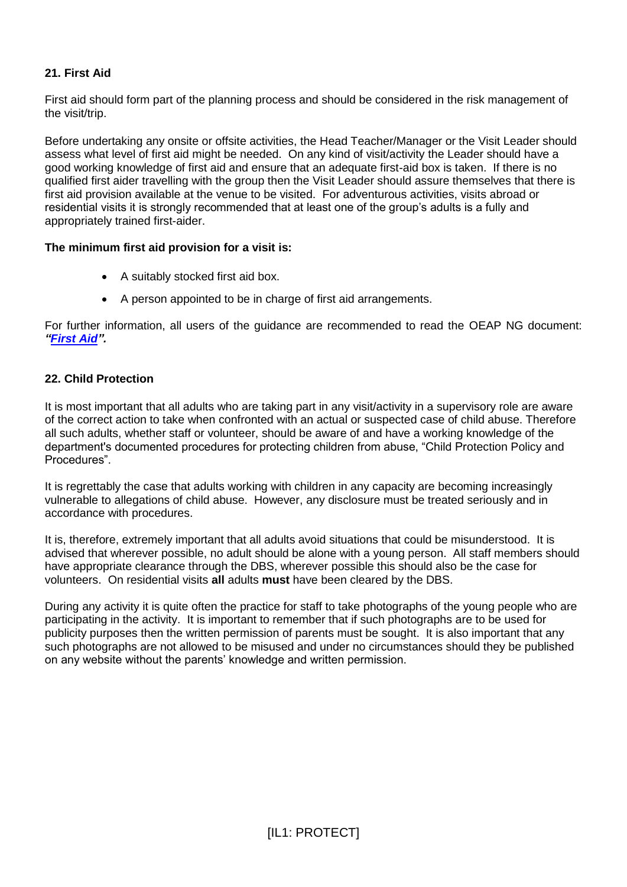## 21. First Aid

First aid should form part of the planning process and should be considered in the risk management of the visit/trip.

Before undertaking any onsite or offsite activities, the Head Teacher/Manager or the Visit Leader should assess what level of first aid might be needed. On any kind of visit/activity the Leader should have a good working knowledge of first aid and ensure that an adequate first-aid box is taken. If there is no qualified first aider travelling with the group then the Visit Leader should assure themselves that there is first aid provision available at the venue to be visited. For adventurous activities, visits abroad or residential visits it is strongly recommended that at least one of the group's adults is a fully and appropriately trained first-aider.

**The minimum first aid provision for a visit is:**

- A suitably stocked first aid box.
- A person appointed to be in charge of first aid arrangements.

For further information, all users of the guidance are recommended to read the OEAP NG document: ***"First Aid".***

## 22. Child Protection

It is most important that all adults who are taking part in any visit/activity in a supervisory role are aware of the correct action to take when confronted with an actual or suspected case of child abuse. Therefore all such adults, whether staff or volunteer, should be aware of and have a working knowledge of the department's documented procedures for protecting children from abuse, "Child Protection Policy and Procedures".

It is regrettably the case that adults working with children in any capacity are becoming increasingly vulnerable to allegations of child abuse. However, any disclosure must be treated seriously and in accordance with procedures.

It is, therefore, extremely important that all adults avoid situations that could be misunderstood. It is advised that wherever possible, no adult should be alone with a young person. All staff members should have appropriate clearance through the DBS, wherever possible this should also be the case for volunteers. On residential visits **all** adults **must** have been cleared by the DBS.

During any activity it is quite often the practice for staff to take photographs of the young people who are participating in the activity. It is important to remember that if such photographs are to be used for publicity purposes then the written permission of parents must be sought. It is also important that any such photographs are not allowed to be misused and under no circumstances should they be published on any website without the parents' knowledge and written permission.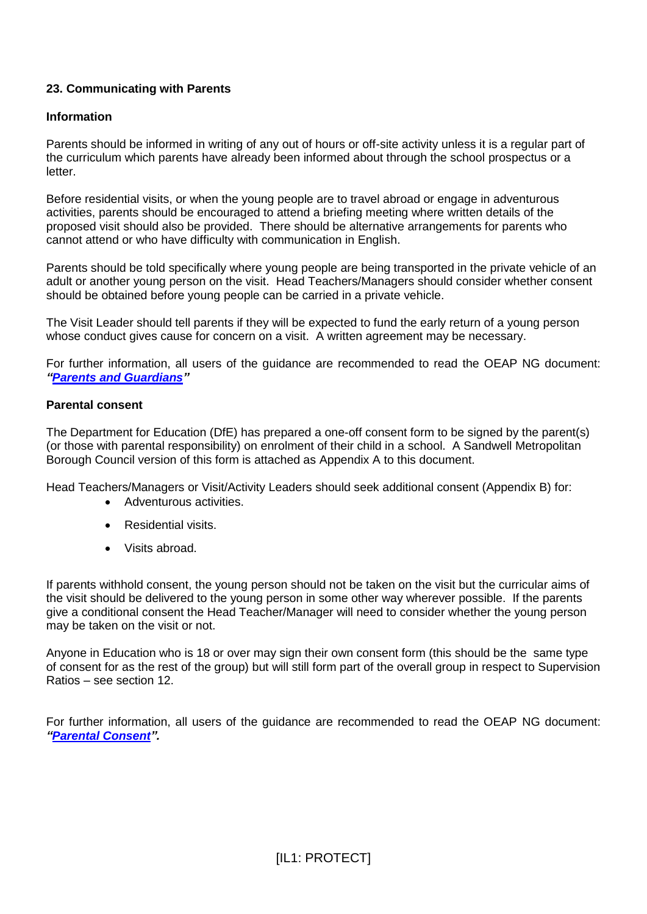## 23. Communicating with Parents

### Information

Parents should be informed in writing of any out of hours or off-site activity unless it is a regular part of the curriculum which parents have already been informed about through the school prospectus or a letter.

Before residential visits, or when the young people are to travel abroad or engage in adventurous activities, parents should be encouraged to attend a briefing meeting where written details of the proposed visit should also be provided. There should be alternative arrangements for parents who cannot attend or who have difficulty with communication in English.

Parents should be told specifically where young people are being transported in the private vehicle of an adult or another young person on the visit. Head Teachers/Managers should consider whether consent should be obtained before young people can be carried in a private vehicle.

The Visit Leader should tell parents if they will be expected to fund the early return of a young person whose conduct gives cause for concern on a visit. A written agreement may be necessary.

For further information, all users of the guidance are recommended to read the OEAP NG document: ***"Parents and Guardians"***

### Parental consent

The Department for Education (DfE) has prepared a one-off consent form to be signed by the parent(s) (or those with parental responsibility) on enrolment of their child in a school. A Sandwell Metropolitan Borough Council version of this form is attached as Appendix A to this document.

Head Teachers/Managers or Visit/Activity Leaders should seek additional consent (Appendix B) for:

- Adventurous activities.
- Residential visits.
- Visits abroad.

If parents withhold consent, the young person should not be taken on the visit but the curricular aims of the visit should be delivered to the young person in some other way wherever possible. If the parents give a conditional consent the Head Teacher/Manager will need to consider whether the young person may be taken on the visit or not.

Anyone in Education who is 18 or over may sign their own consent form (this should be the same type of consent for as the rest of the group) but will still form part of the overall group in respect to Supervision Ratios – see section 12.

For further information, all users of the guidance are recommended to read the OEAP NG document: ***"Parental Consent".***

[IL1: PROTECT]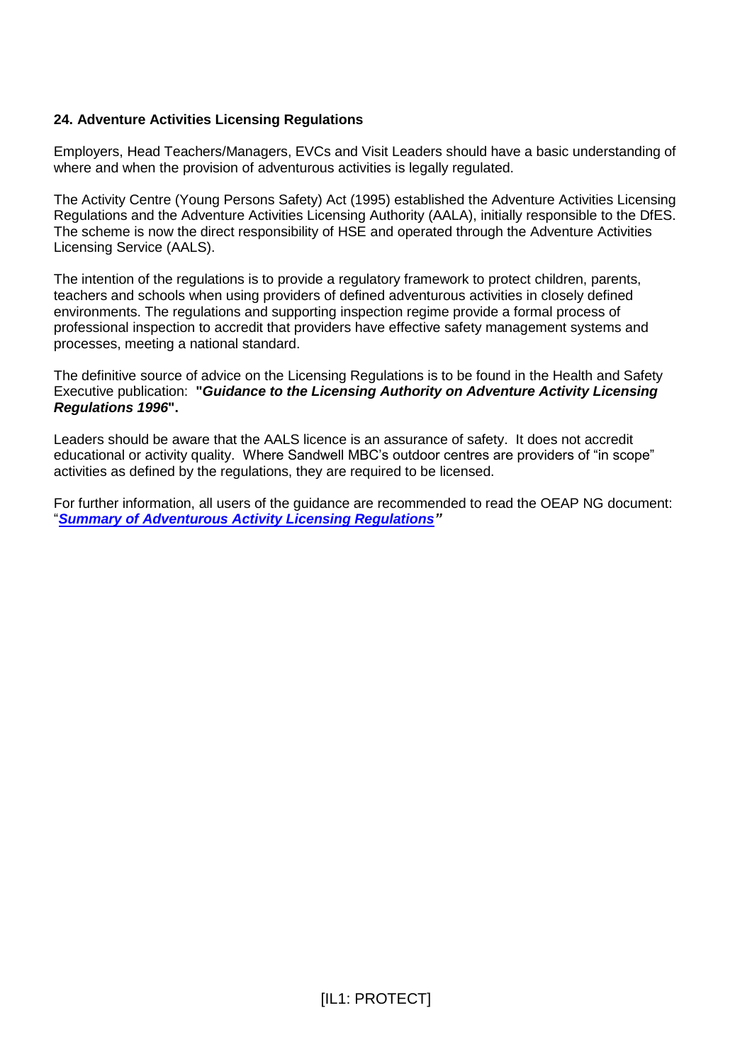## 24. Adventure Activities Licensing Regulations

Employers, Head Teachers/Managers, EVCs and Visit Leaders should have a basic understanding of where and when the provision of adventurous activities is legally regulated.

The Activity Centre (Young Persons Safety) Act (1995) established the Adventure Activities Licensing Regulations and the Adventure Activities Licensing Authority (AALA), initially responsible to the DfES. The scheme is now the direct responsibility of HSE and operated through the Adventure Activities Licensing Service (AALS).

The intention of the regulations is to provide a regulatory framework to protect children, parents, teachers and schools when using providers of defined adventurous activities in closely defined environments. The regulations and supporting inspection regime provide a formal process of professional inspection to accredit that providers have effective safety management systems and processes, meeting a national standard.

The definitive source of advice on the Licensing Regulations is to be found in the Health and Safety Executive publication: **"*Guidance to the Licensing Authority on Adventure Activity Licensing Regulations 1996*".**

Leaders should be aware that the AALS licence is an assurance of safety. It does not accredit educational or activity quality. Where Sandwell MBC's outdoor centres are providers of "in scope" activities as defined by the regulations, they are required to be licensed.

For further information, all users of the guidance are recommended to read the OEAP NG document: "***Summary of Adventurous Activity Licensing Regulations***"

[IL1: PROTECT]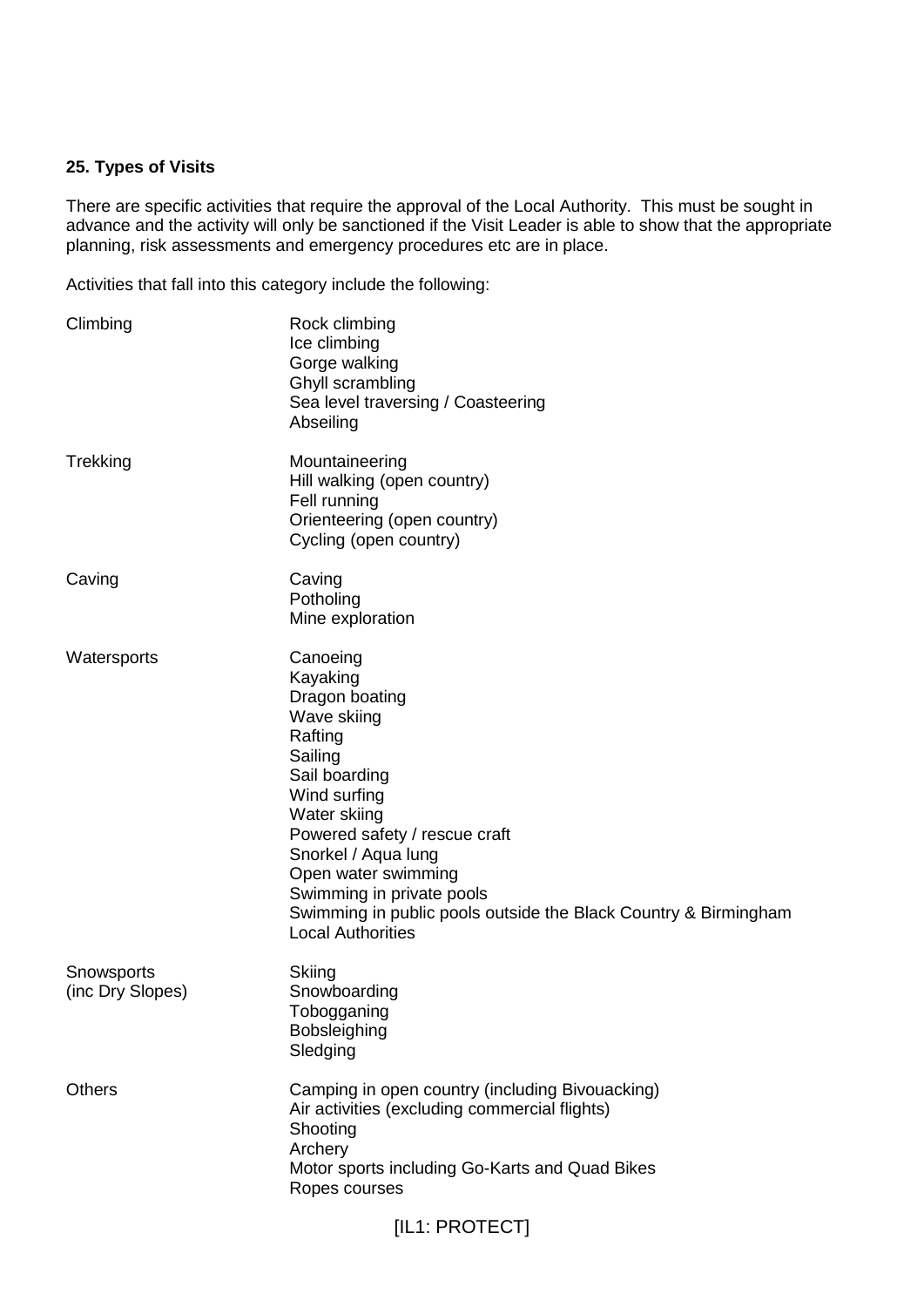**25. Types of Visits**

There are specific activities that require the approval of the Local Authority. This must be sought in advance and the activity will only be sanctioned if the Visit Leader is able to show that the appropriate planning, risk assessments and emergency procedures etc are in place.

Activities that fall into this category include the following:

| | |
|---|---|
| Climbing | Rock climbing<br>Ice climbing<br>Gorge walking<br>Ghyll scrambling<br>Sea level traversing / Coasteering<br>Abseiling |
| Trekking | Mountaineering<br>Hill walking (open country)<br>Fell running<br>Orienteering (open country)<br>Cycling (open country) |
| Caving | Caving<br>Potholing<br>Mine exploration |
| Watersports | Canoeing<br>Kayaking<br>Dragon boating<br>Wave skiing<br>Rafting<br>Sailing<br>Sail boarding<br>Wind surfing<br>Water skiing<br>Powered safety / rescue craft<br>Snorkel / Aqua lung<br>Open water swimming<br>Swimming in private pools<br>Swimming in public pools outside the Black Country & Birmingham Local Authorities |
| Snowsports (inc Dry Slopes) | Skiing<br>Snowboarding<br>Tobogganing<br>Bobsleighing<br>Sledging |
| Others | Camping in open country (including Bivouacking)<br>Air activities (excluding commercial flights)<br>Shooting<br>Archery<br>Motor sports including Go-Karts and Quad Bikes<br>Ropes courses |

[IL1: PROTECT]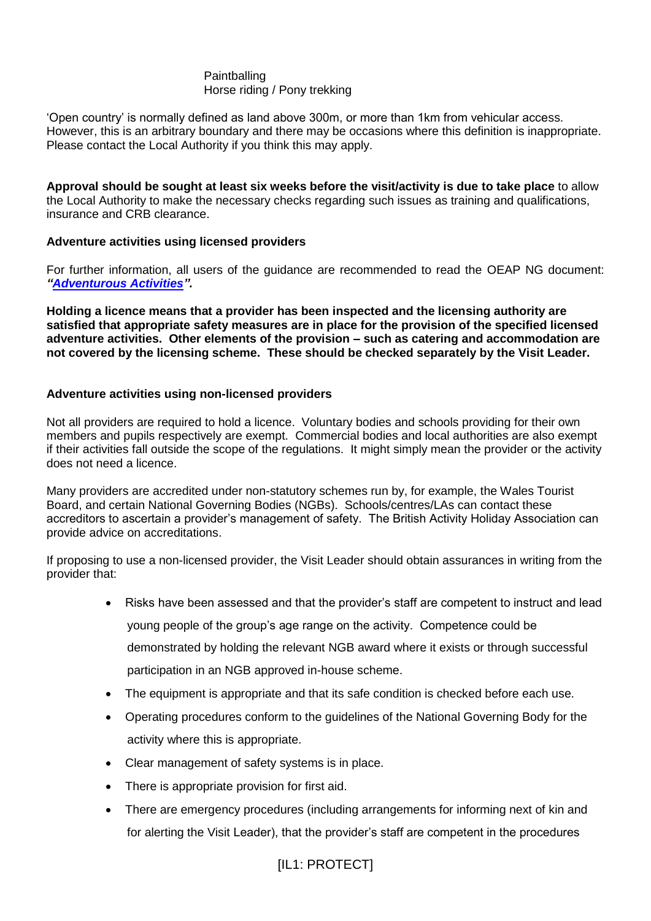Paintballing
Horse riding / Pony trekking

'Open country' is normally defined as land above 300m, or more than 1km from vehicular access. However, this is an arbitrary boundary and there may be occasions where this definition is inappropriate. Please contact the Local Authority if you think this may apply.

**Approval should be sought at least six weeks before the visit/activity is due to take place** to allow the Local Authority to make the necessary checks regarding such issues as training and qualifications, insurance and CRB clearance.

**Adventure activities using licensed providers**

For further information, all users of the guidance are recommended to read the OEAP NG document: ***"Adventurous Activities"***.

**Holding a licence means that a provider has been inspected and the licensing authority are satisfied that appropriate safety measures are in place for the provision of the specified licensed adventure activities. Other elements of the provision – such as catering and accommodation are not covered by the licensing scheme. These should be checked separately by the Visit Leader.**

**Adventure activities using non-licensed providers**

Not all providers are required to hold a licence. Voluntary bodies and schools providing for their own members and pupils respectively are exempt. Commercial bodies and local authorities are also exempt if their activities fall outside the scope of the regulations. It might simply mean the provider or the activity does not need a licence.

Many providers are accredited under non-statutory schemes run by, for example, the Wales Tourist Board, and certain National Governing Bodies (NGBs). Schools/centres/LAs can contact these accreditors to ascertain a provider's management of safety. The British Activity Holiday Association can provide advice on accreditations.

If proposing to use a non-licensed provider, the Visit Leader should obtain assurances in writing from the provider that:

- Risks have been assessed and that the provider's staff are competent to instruct and lead young people of the group's age range on the activity. Competence could be demonstrated by holding the relevant NGB award where it exists or through successful participation in an NGB approved in-house scheme.
- The equipment is appropriate and that its safe condition is checked before each use.
- Operating procedures conform to the guidelines of the National Governing Body for the activity where this is appropriate.
- Clear management of safety systems is in place.
- There is appropriate provision for first aid.
- There are emergency procedures (including arrangements for informing next of kin and for alerting the Visit Leader), that the provider's staff are competent in the procedures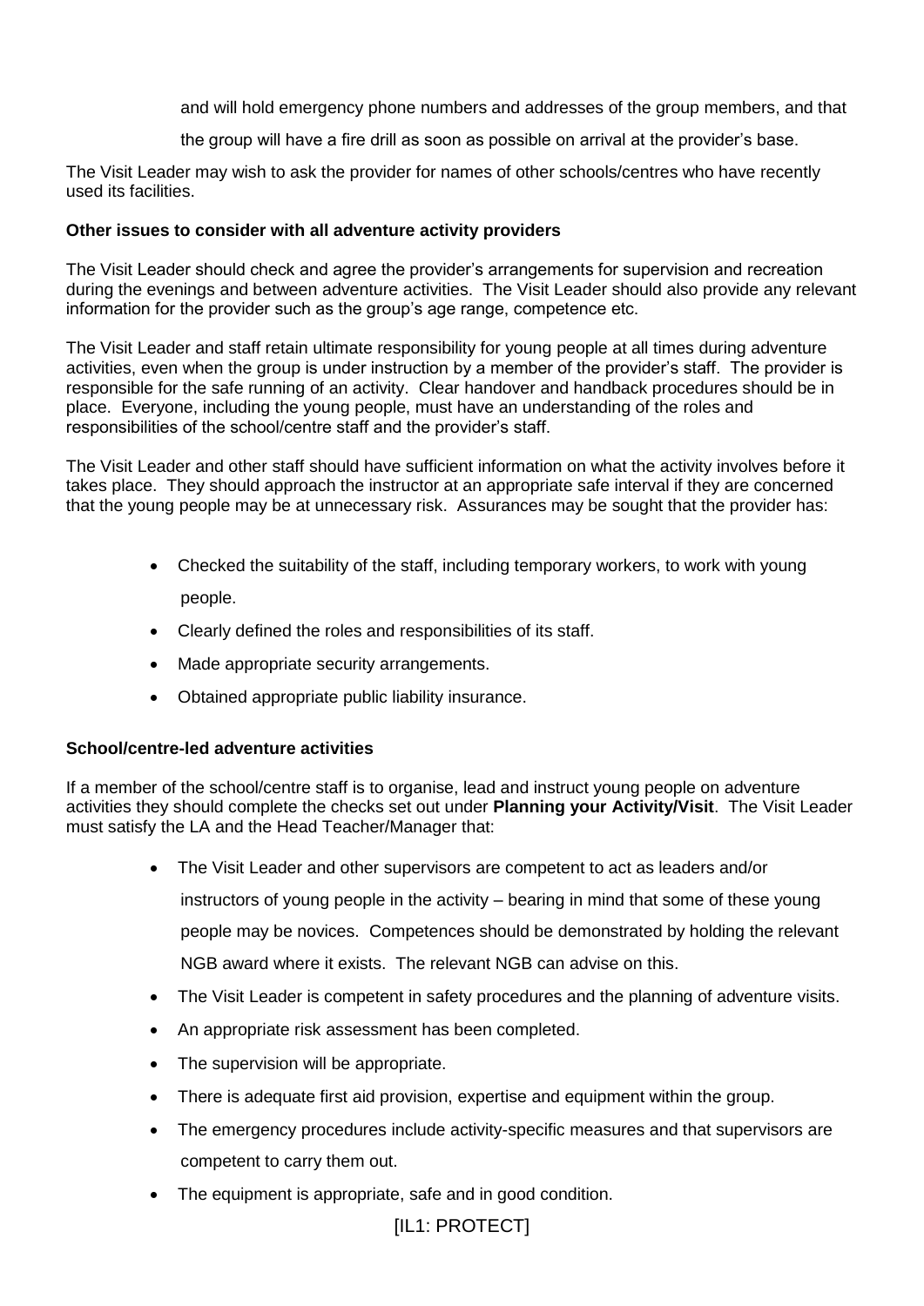and will hold emergency phone numbers and addresses of the group members, and that the group will have a fire drill as soon as possible on arrival at the provider's base.

The Visit Leader may wish to ask the provider for names of other schools/centres who have recently used its facilities.

**Other issues to consider with all adventure activity providers**

The Visit Leader should check and agree the provider's arrangements for supervision and recreation during the evenings and between adventure activities. The Visit Leader should also provide any relevant information for the provider such as the group's age range, competence etc.

The Visit Leader and staff retain ultimate responsibility for young people at all times during adventure activities, even when the group is under instruction by a member of the provider's staff. The provider is responsible for the safe running of an activity. Clear handover and handback procedures should be in place. Everyone, including the young people, must have an understanding of the roles and responsibilities of the school/centre staff and the provider's staff.

The Visit Leader and other staff should have sufficient information on what the activity involves before it takes place. They should approach the instructor at an appropriate safe interval if they are concerned that the young people may be at unnecessary risk. Assurances may be sought that the provider has:

- Checked the suitability of the staff, including temporary workers, to work with young people.
- Clearly defined the roles and responsibilities of its staff.
- Made appropriate security arrangements.
- Obtained appropriate public liability insurance.

**School/centre-led adventure activities**

If a member of the school/centre staff is to organise, lead and instruct young people on adventure activities they should complete the checks set out under **Planning your Activity/Visit**. The Visit Leader must satisfy the LA and the Head Teacher/Manager that:

- The Visit Leader and other supervisors are competent to act as leaders and/or instructors of young people in the activity – bearing in mind that some of these young people may be novices. Competences should be demonstrated by holding the relevant NGB award where it exists. The relevant NGB can advise on this.
- The Visit Leader is competent in safety procedures and the planning of adventure visits.
- An appropriate risk assessment has been completed.
- The supervision will be appropriate.
- There is adequate first aid provision, expertise and equipment within the group.
- The emergency procedures include activity-specific measures and that supervisors are competent to carry them out.
- The equipment is appropriate, safe and in good condition.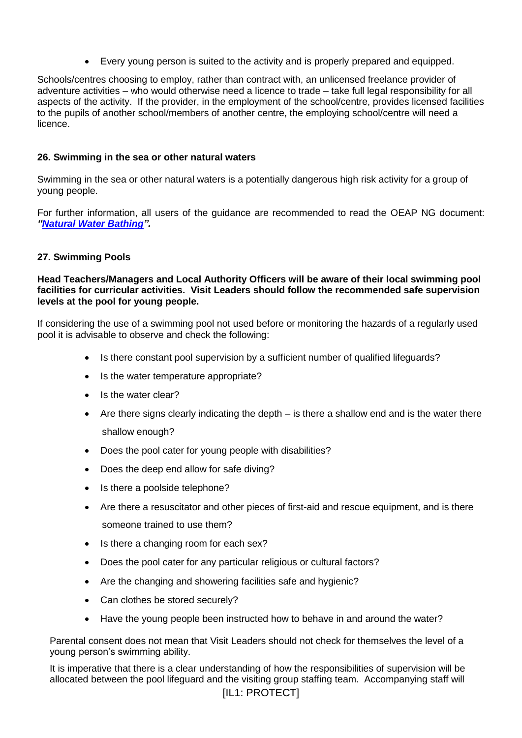- Every young person is suited to the activity and is properly prepared and equipped.

Schools/centres choosing to employ, rather than contract with, an unlicensed freelance provider of adventure activities – who would otherwise need a licence to trade – take full legal responsibility for all aspects of the activity. If the provider, in the employment of the school/centre, provides licensed facilities to the pupils of another school/members of another centre, the employing school/centre will need a licence.

### 26. Swimming in the sea or other natural waters

Swimming in the sea or other natural waters is a potentially dangerous high risk activity for a group of young people.

For further information, all users of the guidance are recommended to read the OEAP NG document: ***"Natural Water Bathing".***

### 27. Swimming Pools

**Head Teachers/Managers and Local Authority Officers will be aware of their local swimming pool facilities for curricular activities. Visit Leaders should follow the recommended safe supervision levels at the pool for young people.**

If considering the use of a swimming pool not used before or monitoring the hazards of a regularly used pool it is advisable to observe and check the following:

- Is there constant pool supervision by a sufficient number of qualified lifeguards?
- Is the water temperature appropriate?
- Is the water clear?
- Are there signs clearly indicating the depth – is there a shallow end and is the water there shallow enough?
- Does the pool cater for young people with disabilities?
- Does the deep end allow for safe diving?
- Is there a poolside telephone?
- Are there a resuscitator and other pieces of first-aid and rescue equipment, and is there someone trained to use them?
- Is there a changing room for each sex?
- Does the pool cater for any particular religious or cultural factors?
- Are the changing and showering facilities safe and hygienic?
- Can clothes be stored securely?
- Have the young people been instructed how to behave in and around the water?

Parental consent does not mean that Visit Leaders should not check for themselves the level of a young person's swimming ability.

It is imperative that there is a clear understanding of how the responsibilities of supervision will be allocated between the pool lifeguard and the visiting group staffing team. Accompanying staff will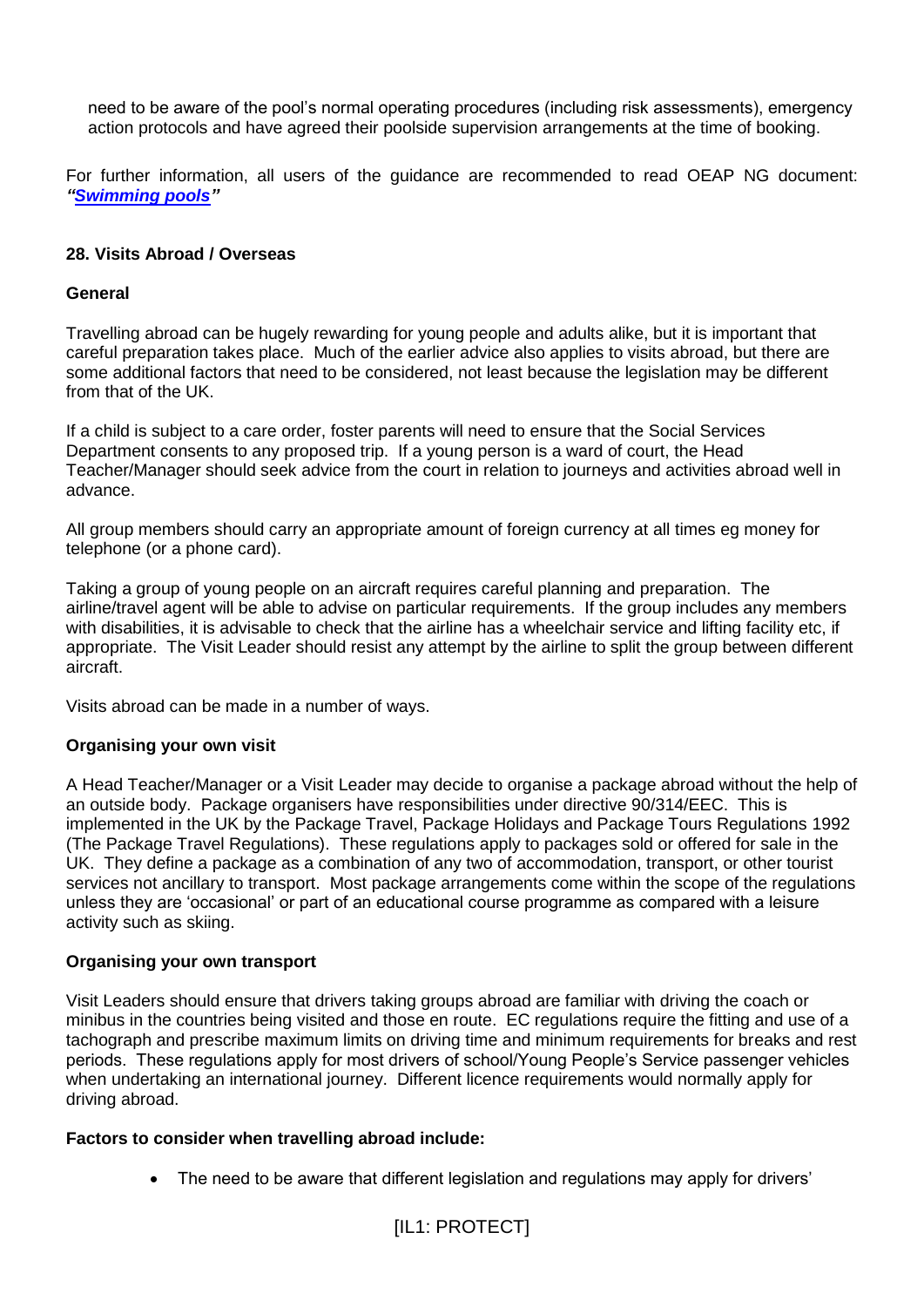need to be aware of the pool's normal operating procedures (including risk assessments), emergency action protocols and have agreed their poolside supervision arrangements at the time of booking.

For further information, all users of the guidance are recommended to read OEAP NG document: ***"[Swimming pools](#)"***

### 28. Visits Abroad / Overseas

**General**

Travelling abroad can be hugely rewarding for young people and adults alike, but it is important that careful preparation takes place. Much of the earlier advice also applies to visits abroad, but there are some additional factors that need to be considered, not least because the legislation may be different from that of the UK.

If a child is subject to a care order, foster parents will need to ensure that the Social Services Department consents to any proposed trip. If a young person is a ward of court, the Head Teacher/Manager should seek advice from the court in relation to journeys and activities abroad well in advance.

All group members should carry an appropriate amount of foreign currency at all times eg money for telephone (or a phone card).

Taking a group of young people on an aircraft requires careful planning and preparation. The airline/travel agent will be able to advise on particular requirements. If the group includes any members with disabilities, it is advisable to check that the airline has a wheelchair service and lifting facility etc, if appropriate. The Visit Leader should resist any attempt by the airline to split the group between different aircraft.

Visits abroad can be made in a number of ways.

**Organising your own visit**

A Head Teacher/Manager or a Visit Leader may decide to organise a package abroad without the help of an outside body. Package organisers have responsibilities under directive 90/314/EEC. This is implemented in the UK by the Package Travel, Package Holidays and Package Tours Regulations 1992 (The Package Travel Regulations). These regulations apply to packages sold or offered for sale in the UK. They define a package as a combination of any two of accommodation, transport, or other tourist services not ancillary to transport. Most package arrangements come within the scope of the regulations unless they are 'occasional' or part of an educational course programme as compared with a leisure activity such as skiing.

**Organising your own transport**

Visit Leaders should ensure that drivers taking groups abroad are familiar with driving the coach or minibus in the countries being visited and those en route. EC regulations require the fitting and use of a tachograph and prescribe maximum limits on driving time and minimum requirements for breaks and rest periods. These regulations apply for most drivers of school/Young People's Service passenger vehicles when undertaking an international journey. Different licence requirements would normally apply for driving abroad.

**Factors to consider when travelling abroad include:**

- The need to be aware that different legislation and regulations may apply for drivers'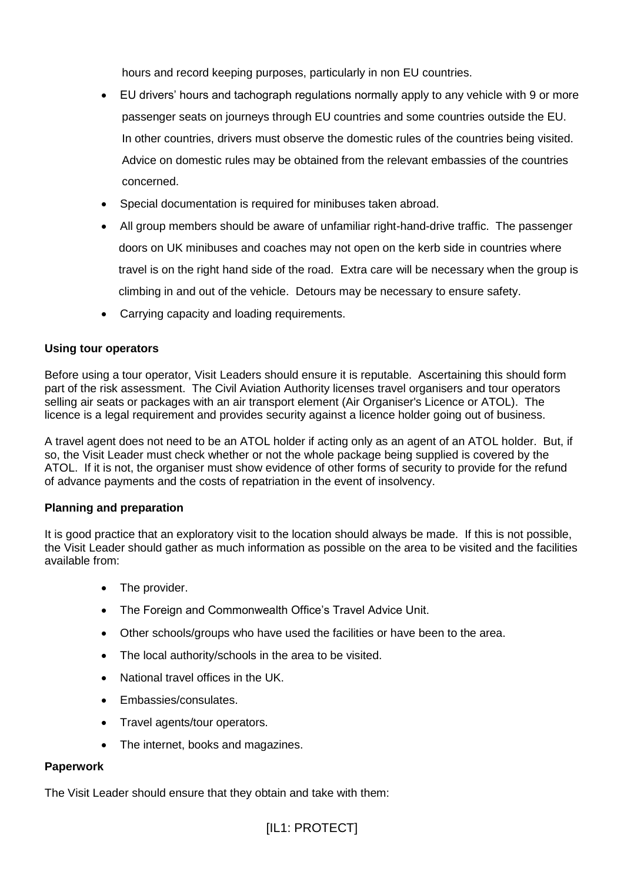hours and record keeping purposes, particularly in non EU countries.

- EU drivers' hours and tachograph regulations normally apply to any vehicle with 9 or more passenger seats on journeys through EU countries and some countries outside the EU. In other countries, drivers must observe the domestic rules of the countries being visited. Advice on domestic rules may be obtained from the relevant embassies of the countries concerned.
- Special documentation is required for minibuses taken abroad.
- All group members should be aware of unfamiliar right-hand-drive traffic. The passenger doors on UK minibuses and coaches may not open on the kerb side in countries where travel is on the right hand side of the road. Extra care will be necessary when the group is climbing in and out of the vehicle. Detours may be necessary to ensure safety.
- Carrying capacity and loading requirements.

**Using tour operators**

Before using a tour operator, Visit Leaders should ensure it is reputable. Ascertaining this should form part of the risk assessment. The Civil Aviation Authority licenses travel organisers and tour operators selling air seats or packages with an air transport element (Air Organiser's Licence or ATOL). The licence is a legal requirement and provides security against a licence holder going out of business.

A travel agent does not need to be an ATOL holder if acting only as an agent of an ATOL holder. But, if so, the Visit Leader must check whether or not the whole package being supplied is covered by the ATOL. If it is not, the organiser must show evidence of other forms of security to provide for the refund of advance payments and the costs of repatriation in the event of insolvency.

**Planning and preparation**

It is good practice that an exploratory visit to the location should always be made. If this is not possible, the Visit Leader should gather as much information as possible on the area to be visited and the facilities available from:

- The provider.
- The Foreign and Commonwealth Office's Travel Advice Unit.
- Other schools/groups who have used the facilities or have been to the area.
- The local authority/schools in the area to be visited.
- National travel offices in the UK.
- Embassies/consulates.
- Travel agents/tour operators.
- The internet, books and magazines.

**Paperwork**

The Visit Leader should ensure that they obtain and take with them: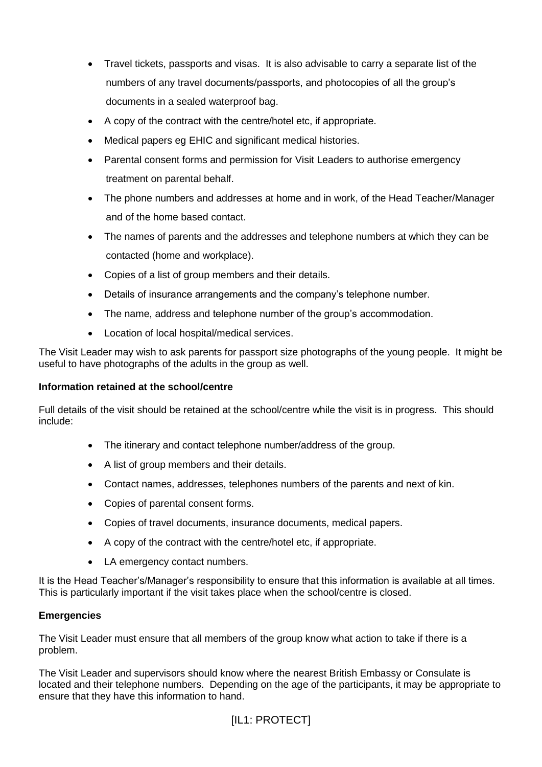- Travel tickets, passports and visas. It is also advisable to carry a separate list of the numbers of any travel documents/passports, and photocopies of all the group's documents in a sealed waterproof bag.
- A copy of the contract with the centre/hotel etc, if appropriate.
- Medical papers eg EHIC and significant medical histories.
- Parental consent forms and permission for Visit Leaders to authorise emergency treatment on parental behalf.
- The phone numbers and addresses at home and in work, of the Head Teacher/Manager and of the home based contact.
- The names of parents and the addresses and telephone numbers at which they can be contacted (home and workplace).
- Copies of a list of group members and their details.
- Details of insurance arrangements and the company's telephone number.
- The name, address and telephone number of the group's accommodation.
- Location of local hospital/medical services.

The Visit Leader may wish to ask parents for passport size photographs of the young people. It might be useful to have photographs of the adults in the group as well.

**Information retained at the school/centre**

Full details of the visit should be retained at the school/centre while the visit is in progress. This should include:

- The itinerary and contact telephone number/address of the group.
- A list of group members and their details.
- Contact names, addresses, telephones numbers of the parents and next of kin.
- Copies of parental consent forms.
- Copies of travel documents, insurance documents, medical papers.
- A copy of the contract with the centre/hotel etc, if appropriate.
- LA emergency contact numbers.

It is the Head Teacher's/Manager's responsibility to ensure that this information is available at all times. This is particularly important if the visit takes place when the school/centre is closed.

**Emergencies**

The Visit Leader must ensure that all members of the group know what action to take if there is a problem.

The Visit Leader and supervisors should know where the nearest British Embassy or Consulate is located and their telephone numbers. Depending on the age of the participants, it may be appropriate to ensure that they have this information to hand.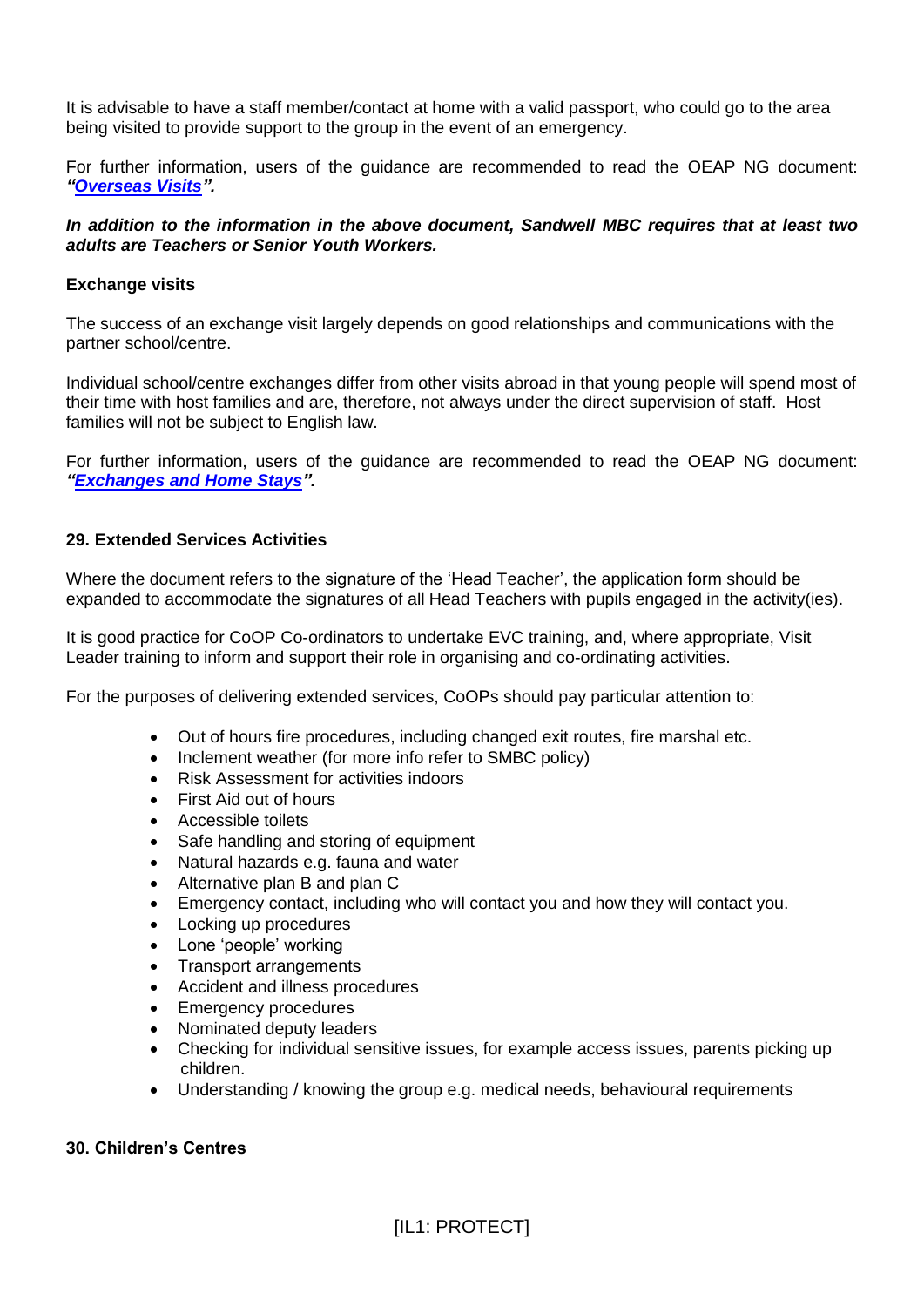It is advisable to have a staff member/contact at home with a valid passport, who could go to the area being visited to provide support to the group in the event of an emergency.

For further information, users of the guidance are recommended to read the OEAP NG document: ***"Overseas Visits"***.

***In addition to the information in the above document, Sandwell MBC requires that at least two adults are Teachers or Senior Youth Workers.***

**Exchange visits**

The success of an exchange visit largely depends on good relationships and communications with the partner school/centre.

Individual school/centre exchanges differ from other visits abroad in that young people will spend most of their time with host families and are, therefore, not always under the direct supervision of staff. Host families will not be subject to English law.

For further information, users of the guidance are recommended to read the OEAP NG document: ***"Exchanges and Home Stays"***.

## 29. Extended Services Activities

Where the document refers to the signature of the 'Head Teacher', the application form should be expanded to accommodate the signatures of all Head Teachers with pupils engaged in the activity(ies).

It is good practice for CoOP Co-ordinators to undertake EVC training, and, where appropriate, Visit Leader training to inform and support their role in organising and co-ordinating activities.

For the purposes of delivering extended services, CoOPs should pay particular attention to:

- Out of hours fire procedures, including changed exit routes, fire marshal etc.
- Inclement weather (for more info refer to SMBC policy)
- Risk Assessment for activities indoors
- First Aid out of hours
- Accessible toilets
- Safe handling and storing of equipment
- Natural hazards e.g. fauna and water
- Alternative plan B and plan C
- Emergency contact, including who will contact you and how they will contact you.
- Locking up procedures
- Lone 'people' working
- Transport arrangements
- Accident and illness procedures
- Emergency procedures
- Nominated deputy leaders
- Checking for individual sensitive issues, for example access issues, parents picking up children.
- Understanding / knowing the group e.g. medical needs, behavioural requirements

## 30. Children's Centres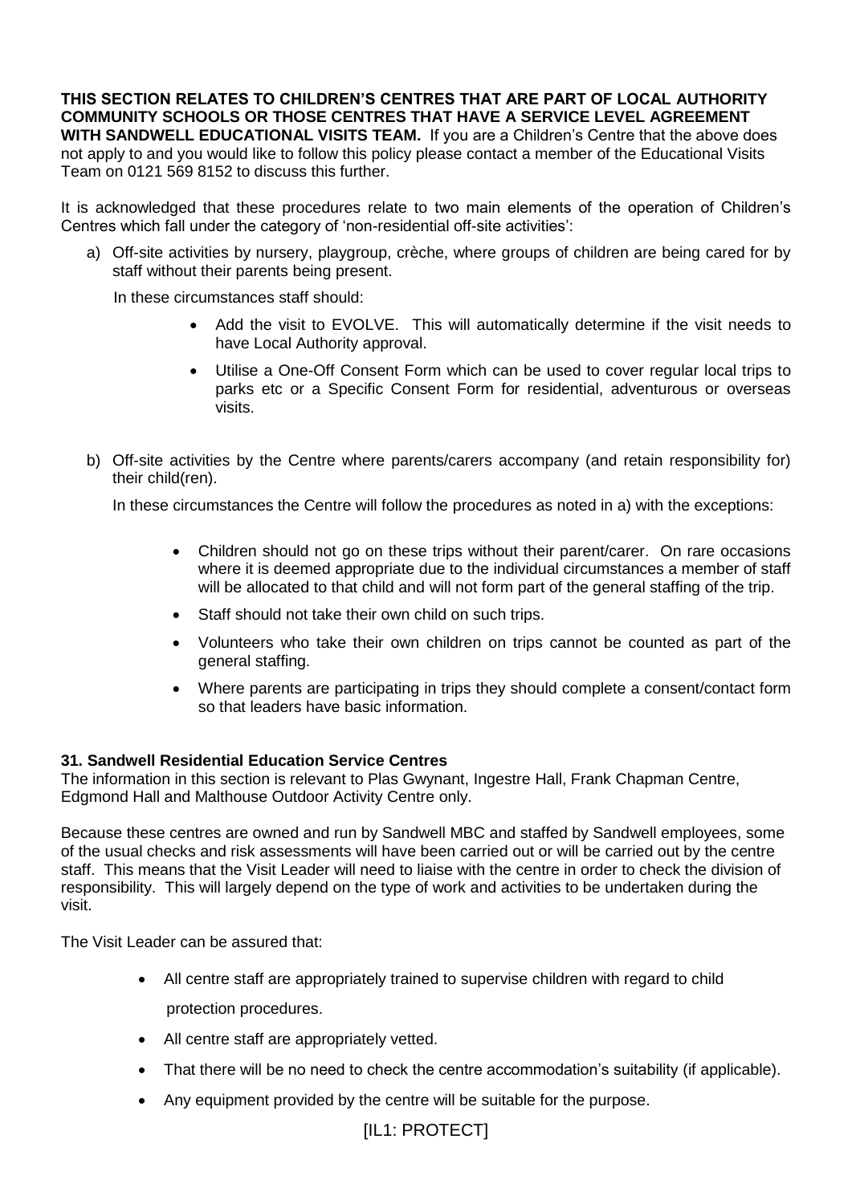**THIS SECTION RELATES TO CHILDREN'S CENTRES THAT ARE PART OF LOCAL AUTHORITY COMMUNITY SCHOOLS OR THOSE CENTRES THAT HAVE A SERVICE LEVEL AGREEMENT WITH SANDWELL EDUCATIONAL VISITS TEAM.** If you are a Children's Centre that the above does not apply to and you would like to follow this policy please contact a member of the Educational Visits Team on 0121 569 8152 to discuss this further.

It is acknowledged that these procedures relate to two main elements of the operation of Children's Centres which fall under the category of 'non-residential off-site activities':

a) Off-site activities by nursery, playgroup, crèche, where groups of children are being cared for by staff without their parents being present.

   In these circumstances staff should:

   - Add the visit to EVOLVE. This will automatically determine if the visit needs to have Local Authority approval.
   - Utilise a One-Off Consent Form which can be used to cover regular local trips to parks etc or a Specific Consent Form for residential, adventurous or overseas visits.

b) Off-site activities by the Centre where parents/carers accompany (and retain responsibility for) their child(ren).

   In these circumstances the Centre will follow the procedures as noted in a) with the exceptions:

   - Children should not go on these trips without their parent/carer. On rare occasions where it is deemed appropriate due to the individual circumstances a member of staff will be allocated to that child and will not form part of the general staffing of the trip.
   - Staff should not take their own child on such trips.
   - Volunteers who take their own children on trips cannot be counted as part of the general staffing.
   - Where parents are participating in trips they should complete a consent/contact form so that leaders have basic information.

**31. Sandwell Residential Education Service Centres**

The information in this section is relevant to Plas Gwynant, Ingestre Hall, Frank Chapman Centre, Edgmond Hall and Malthouse Outdoor Activity Centre only.

Because these centres are owned and run by Sandwell MBC and staffed by Sandwell employees, some of the usual checks and risk assessments will have been carried out or will be carried out by the centre staff. This means that the Visit Leader will need to liaise with the centre in order to check the division of responsibility. This will largely depend on the type of work and activities to be undertaken during the visit.

The Visit Leader can be assured that:

- All centre staff are appropriately trained to supervise children with regard to child protection procedures.
- All centre staff are appropriately vetted.
- That there will be no need to check the centre accommodation's suitability (if applicable).
- Any equipment provided by the centre will be suitable for the purpose.

[IL1: PROTECT]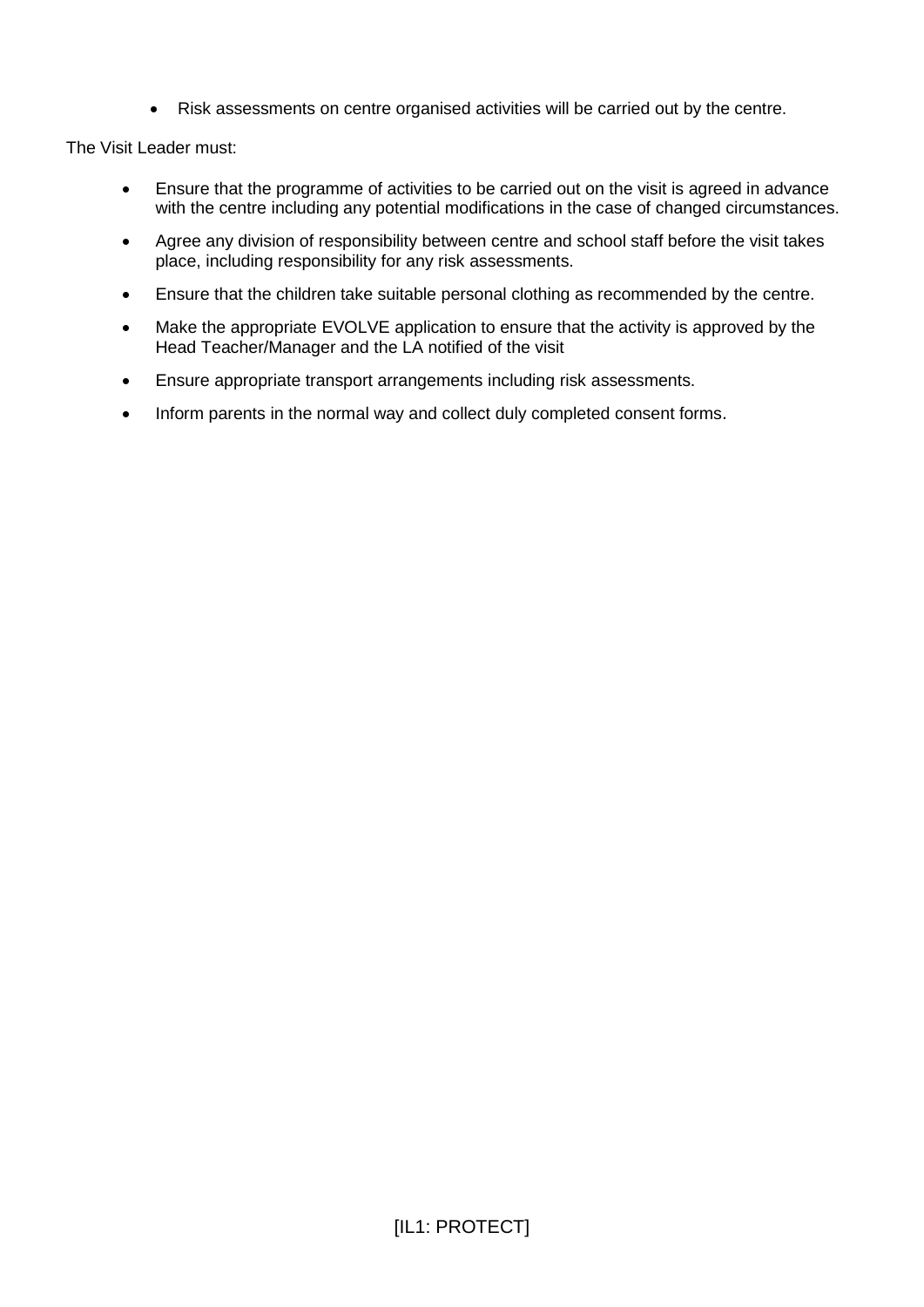- Risk assessments on centre organised activities will be carried out by the centre.

The Visit Leader must:

- Ensure that the programme of activities to be carried out on the visit is agreed in advance with the centre including any potential modifications in the case of changed circumstances.
- Agree any division of responsibility between centre and school staff before the visit takes place, including responsibility for any risk assessments.
- Ensure that the children take suitable personal clothing as recommended by the centre.
- Make the appropriate EVOLVE application to ensure that the activity is approved by the Head Teacher/Manager and the LA notified of the visit
- Ensure appropriate transport arrangements including risk assessments.
- Inform parents in the normal way and collect duly completed consent forms.